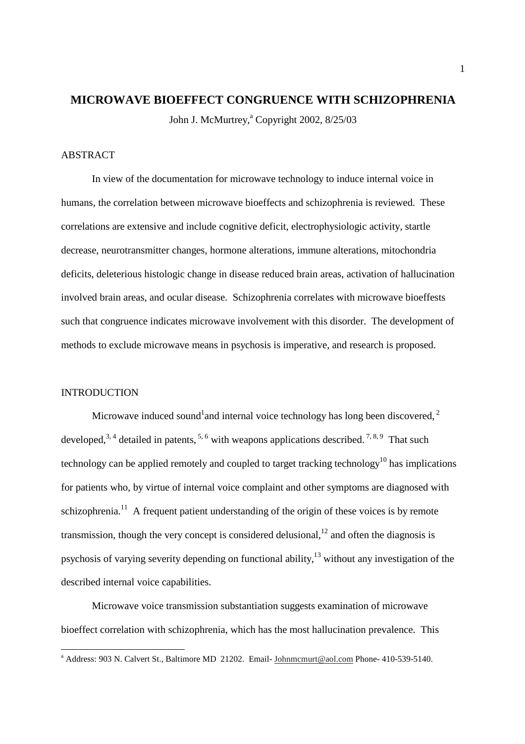# MICROWAVE BIOEFFECT CONGRUENCE WITH SCHIZOPHRENIA

John J. McMurtrey,[a] Copyright 2002, 8/25/03

## ABSTRACT

In view of the documentation for microwave technology to induce internal voice in humans, the correlation between microwave bioeffects and schizophrenia is reviewed. These correlations are extensive and include cognitive deficit, electrophysiologic activity, startle decrease, neurotransmitter changes, hormone alterations, immune alterations, mitochondria deficits, deleterious histologic change in disease reduced brain areas, activation of hallucination involved brain areas, and ocular disease. Schizophrenia correlates with microwave bioeffests such that congruence indicates microwave involvement with this disorder. The development of methods to exclude microwave means in psychosis is imperative, and research is proposed.

## INTRODUCTION

Microwave induced sound[1]and internal voice technology has long been discovered,[2] developed,[3,4] detailed in patents,[5,6] with weapons applications described.[7,8,9] That such technology can be applied remotely and coupled to target tracking technology[10] has implications for patients who, by virtue of internal voice complaint and other symptoms are diagnosed with schizophrenia.[11] A frequent patient understanding of the origin of these voices is by remote transmission, though the very concept is considered delusional,[12] and often the diagnosis is psychosis of varying severity depending on functional ability,[13] without any investigation of the described internal voice capabilities.

Microwave voice transmission substantiation suggests examination of microwave bioeffect correlation with schizophrenia, which has the most hallucination prevalence. This

[a] Address: 903 N. Calvert St., Baltimore MD 21202. Email- Johnmcmurt@aol.com Phone- 410-539-5140.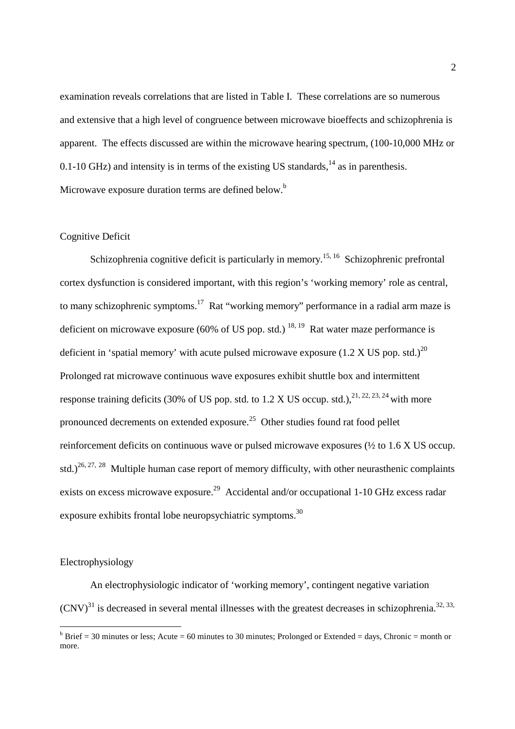examination reveals correlations that are listed in Table I. These correlations are so numerous and extensive that a high level of congruence between microwave bioeffects and schizophrenia is apparent. The effects discussed are within the microwave hearing spectrum, (100-10,000 MHz or 0.1-10 GHz) and intensity is in terms of the existing US standards,[14] as in parenthesis. Microwave exposure duration terms are defined below.[b]

## Cognitive Deficit

Schizophrenia cognitive deficit is particularly in memory.[15, 16] Schizophrenic prefrontal cortex dysfunction is considered important, with this region's 'working memory' role as central, to many schizophrenic symptoms.[17] Rat "working memory" performance in a radial arm maze is deficient on microwave exposure (60% of US pop. std.) [18, 19] Rat water maze performance is deficient in 'spatial memory' with acute pulsed microwave exposure (1.2 X US pop. std.)[20] Prolonged rat microwave continuous wave exposures exhibit shuttle box and intermittent response training deficits (30% of US pop. std. to 1.2 X US occup. std.),[21, 22, 23, 24] with more pronounced decrements on extended exposure.[25] Other studies found rat food pellet reinforcement deficits on continuous wave or pulsed microwave exposures (½ to 1.6 X US occup. std.)[26, 27, 28] Multiple human case report of memory difficulty, with other neurasthenic complaints exists on excess microwave exposure.[29] Accidental and/or occupational 1-10 GHz excess radar exposure exhibits frontal lobe neuropsychiatric symptoms.[30]

## Electrophysiology

An electrophysiologic indicator of 'working memory', contingent negative variation (CNV)[31] is decreased in several mental illnesses with the greatest decreases in schizophrenia.[32, 33,

---

[b] Brief = 30 minutes or less; Acute = 60 minutes to 30 minutes; Prolonged or Extended = days, Chronic = month or more.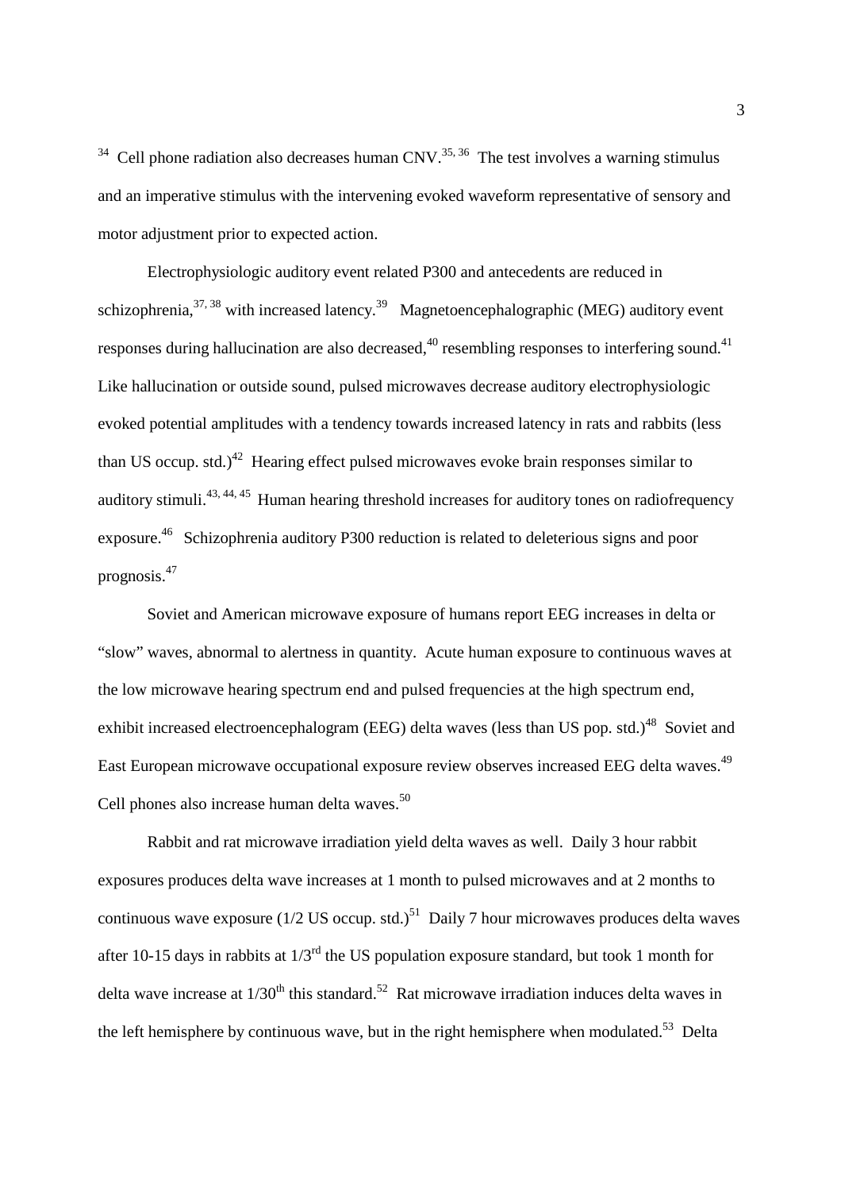[34] Cell phone radiation also decreases human CNV.[35, 36] The test involves a warning stimulus and an imperative stimulus with the intervening evoked waveform representative of sensory and motor adjustment prior to expected action.

Electrophysiologic auditory event related P300 and antecedents are reduced in schizophrenia,[37, 38] with increased latency.[39] Magnetoencephalographic (MEG) auditory event responses during hallucination are also decreased,[40] resembling responses to interfering sound.[41] Like hallucination or outside sound, pulsed microwaves decrease auditory electrophysiologic evoked potential amplitudes with a tendency towards increased latency in rats and rabbits (less than US occup. std.)[42] Hearing effect pulsed microwaves evoke brain responses similar to auditory stimuli.[43, 44, 45] Human hearing threshold increases for auditory tones on radiofrequency exposure.[46] Schizophrenia auditory P300 reduction is related to deleterious signs and poor prognosis.[47]

Soviet and American microwave exposure of humans report EEG increases in delta or "slow" waves, abnormal to alertness in quantity. Acute human exposure to continuous waves at the low microwave hearing spectrum end and pulsed frequencies at the high spectrum end, exhibit increased electroencephalogram (EEG) delta waves (less than US pop. std.)[48] Soviet and East European microwave occupational exposure review observes increased EEG delta waves.[49] Cell phones also increase human delta waves.[50]

Rabbit and rat microwave irradiation yield delta waves as well. Daily 3 hour rabbit exposures produces delta wave increases at 1 month to pulsed microwaves and at 2 months to continuous wave exposure (1/2 US occup. std.)[51] Daily 7 hour microwaves produces delta waves after 10-15 days in rabbits at 1/3rd the US population exposure standard, but took 1 month for delta wave increase at 1/30th this standard.[52] Rat microwave irradiation induces delta waves in the left hemisphere by continuous wave, but in the right hemisphere when modulated.[53] Delta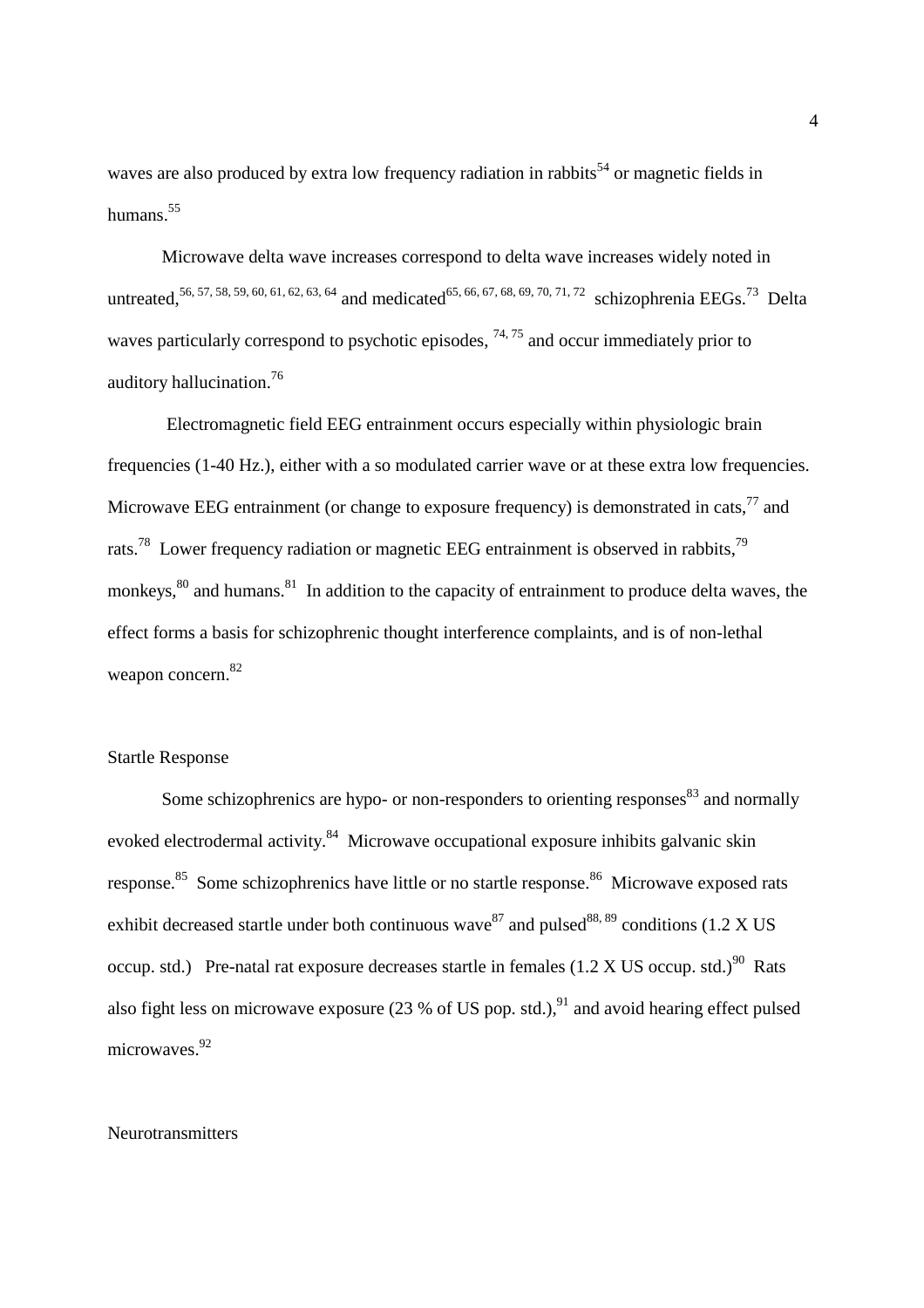waves are also produced by extra low frequency radiation in rabbits[54] or magnetic fields in humans.[55]

Microwave delta wave increases correspond to delta wave increases widely noted in untreated,[56, 57, 58, 59, 60, 61, 62, 63, 64] and medicated[65, 66, 67, 68, 69, 70, 71, 72] schizophrenia EEGs.[73] Delta waves particularly correspond to psychotic episodes,[74, 75] and occur immediately prior to auditory hallucination.[76]

Electromagnetic field EEG entrainment occurs especially within physiologic brain frequencies (1-40 Hz.), either with a so modulated carrier wave or at these extra low frequencies. Microwave EEG entrainment (or change to exposure frequency) is demonstrated in cats,[77] and rats.[78] Lower frequency radiation or magnetic EEG entrainment is observed in rabbits,[79] monkeys,[80] and humans.[81] In addition to the capacity of entrainment to produce delta waves, the effect forms a basis for schizophrenic thought interference complaints, and is of non-lethal weapon concern.[82]

## Startle Response

Some schizophrenics are hypo- or non-responders to orienting responses[83] and normally evoked electrodermal activity.[84] Microwave occupational exposure inhibits galvanic skin response.[85] Some schizophrenics have little or no startle response.[86] Microwave exposed rats exhibit decreased startle under both continuous wave[87] and pulsed[88, 89] conditions (1.2 X US occup. std.) Pre-natal rat exposure decreases startle in females (1.2 X US occup. std.)[90] Rats also fight less on microwave exposure (23 % of US pop. std.),[91] and avoid hearing effect pulsed microwaves.[92]

## Neurotransmitters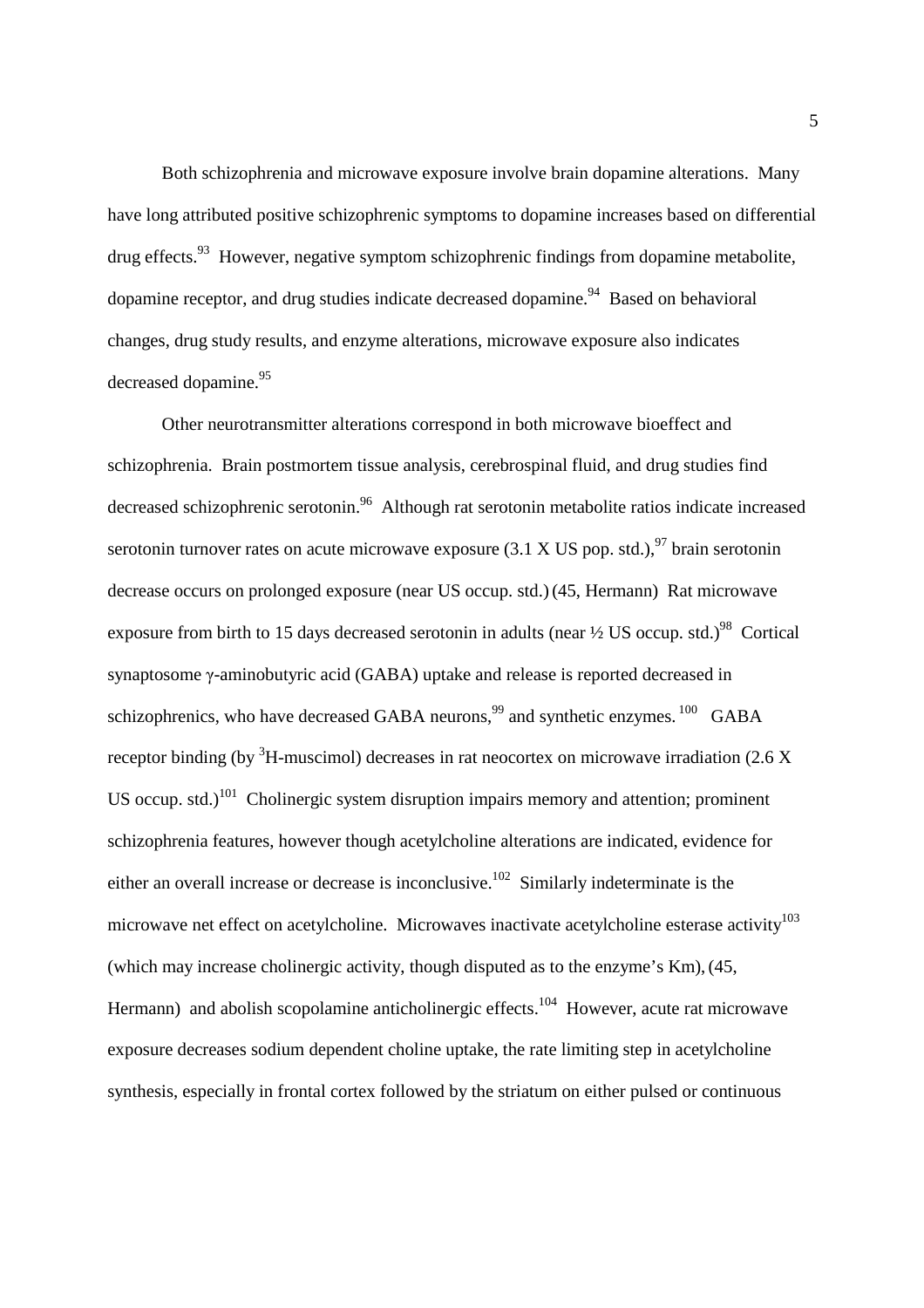Both schizophrenia and microwave exposure involve brain dopamine alterations. Many have long attributed positive schizophrenic symptoms to dopamine increases based on differential drug effects.[93] However, negative symptom schizophrenic findings from dopamine metabolite, dopamine receptor, and drug studies indicate decreased dopamine.[94] Based on behavioral changes, drug study results, and enzyme alterations, microwave exposure also indicates decreased dopamine.[95]

Other neurotransmitter alterations correspond in both microwave bioeffect and schizophrenia. Brain postmortem tissue analysis, cerebrospinal fluid, and drug studies find decreased schizophrenic serotonin.[96] Although rat serotonin metabolite ratios indicate increased serotonin turnover rates on acute microwave exposure (3.1 X US pop. std.),[97] brain serotonin decrease occurs on prolonged exposure (near US occup. std.) (45, Hermann) Rat microwave exposure from birth to 15 days decreased serotonin in adults (near ½ US occup. std.)[98] Cortical synaptosome γ-aminobutyric acid (GABA) uptake and release is reported decreased in schizophrenics, who have decreased GABA neurons,[99] and synthetic enzymes.[100] GABA receptor binding (by $^{3}$H-muscimol) decreases in rat neocortex on microwave irradiation (2.6 X US occup. std.)[101] Cholinergic system disruption impairs memory and attention; prominent schizophrenia features, however though acetylcholine alterations are indicated, evidence for either an overall increase or decrease is inconclusive.[102] Similarly indeterminate is the microwave net effect on acetylcholine. Microwaves inactivate acetylcholine esterase activity[103] (which may increase cholinergic activity, though disputed as to the enzyme's Km), (45, Hermann) and abolish scopolamine anticholinergic effects.[104] However, acute rat microwave exposure decreases sodium dependent choline uptake, the rate limiting step in acetylcholine synthesis, especially in frontal cortex followed by the striatum on either pulsed or continuous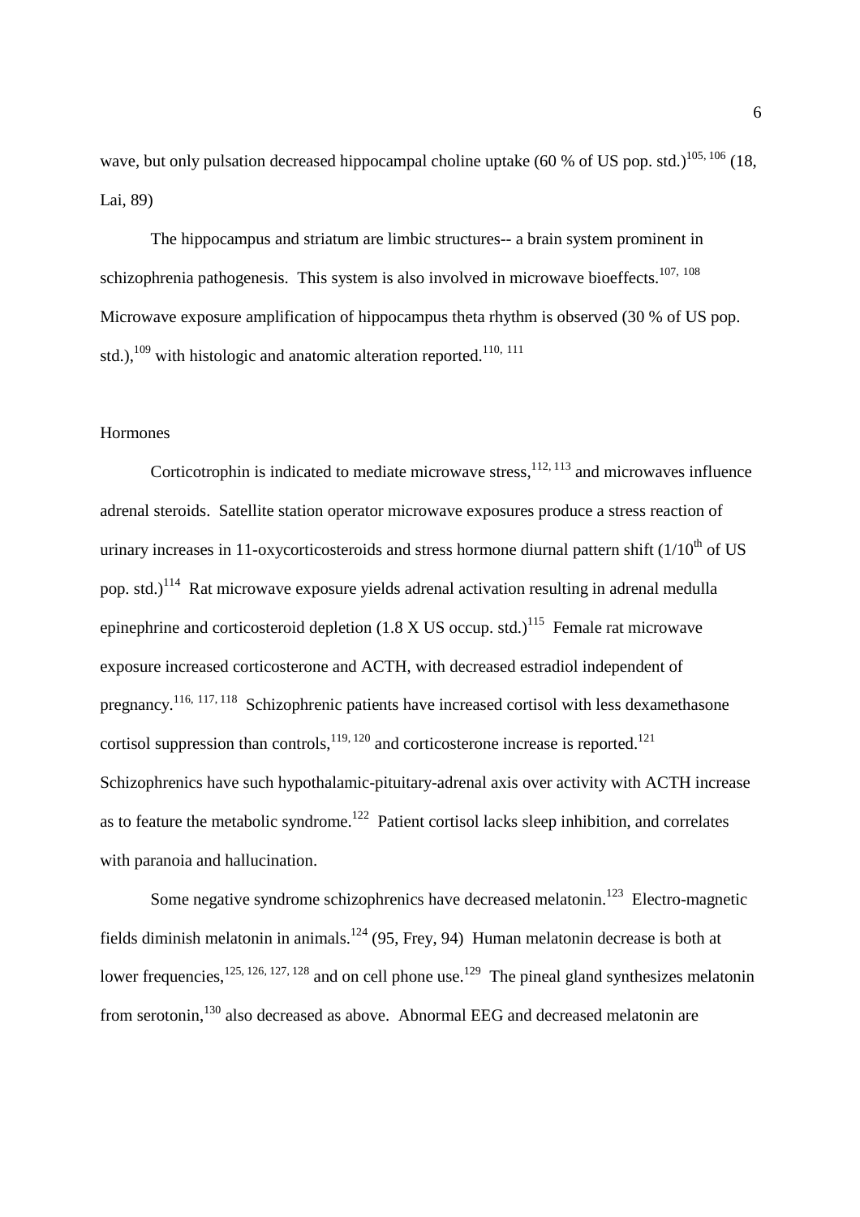wave, but only pulsation decreased hippocampal choline uptake (60 % of US pop. std.)[105, 106] (18, Lai, 89)

The hippocampus and striatum are limbic structures-- a brain system prominent in schizophrenia pathogenesis. This system is also involved in microwave bioeffects.[107, 108] Microwave exposure amplification of hippocampus theta rhythm is observed (30 % of US pop. std.),[109] with histologic and anatomic alteration reported.[110, 111]

## Hormones

Corticotrophin is indicated to mediate microwave stress,[112, 113] and microwaves influence adrenal steroids. Satellite station operator microwave exposures produce a stress reaction of urinary increases in 11-oxycorticosteroids and stress hormone diurnal pattern shift (1/10$^{th}$ of US pop. std.)[114] Rat microwave exposure yields adrenal activation resulting in adrenal medulla epinephrine and corticosteroid depletion (1.8 X US occup. std.)[115] Female rat microwave exposure increased corticosterone and ACTH, with decreased estradiol independent of pregnancy.[116, 117, 118] Schizophrenic patients have increased cortisol with less dexamethasone cortisol suppression than controls,[119, 120] and corticosterone increase is reported.[121] Schizophrenics have such hypothalamic-pituitary-adrenal axis over activity with ACTH increase as to feature the metabolic syndrome.[122] Patient cortisol lacks sleep inhibition, and correlates with paranoia and hallucination.

Some negative syndrome schizophrenics have decreased melatonin.[123] Electro-magnetic fields diminish melatonin in animals.[124] (95, Frey, 94) Human melatonin decrease is both at lower frequencies,[125, 126, 127, 128] and on cell phone use.[129] The pineal gland synthesizes melatonin from serotonin,[130] also decreased as above. Abnormal EEG and decreased melatonin are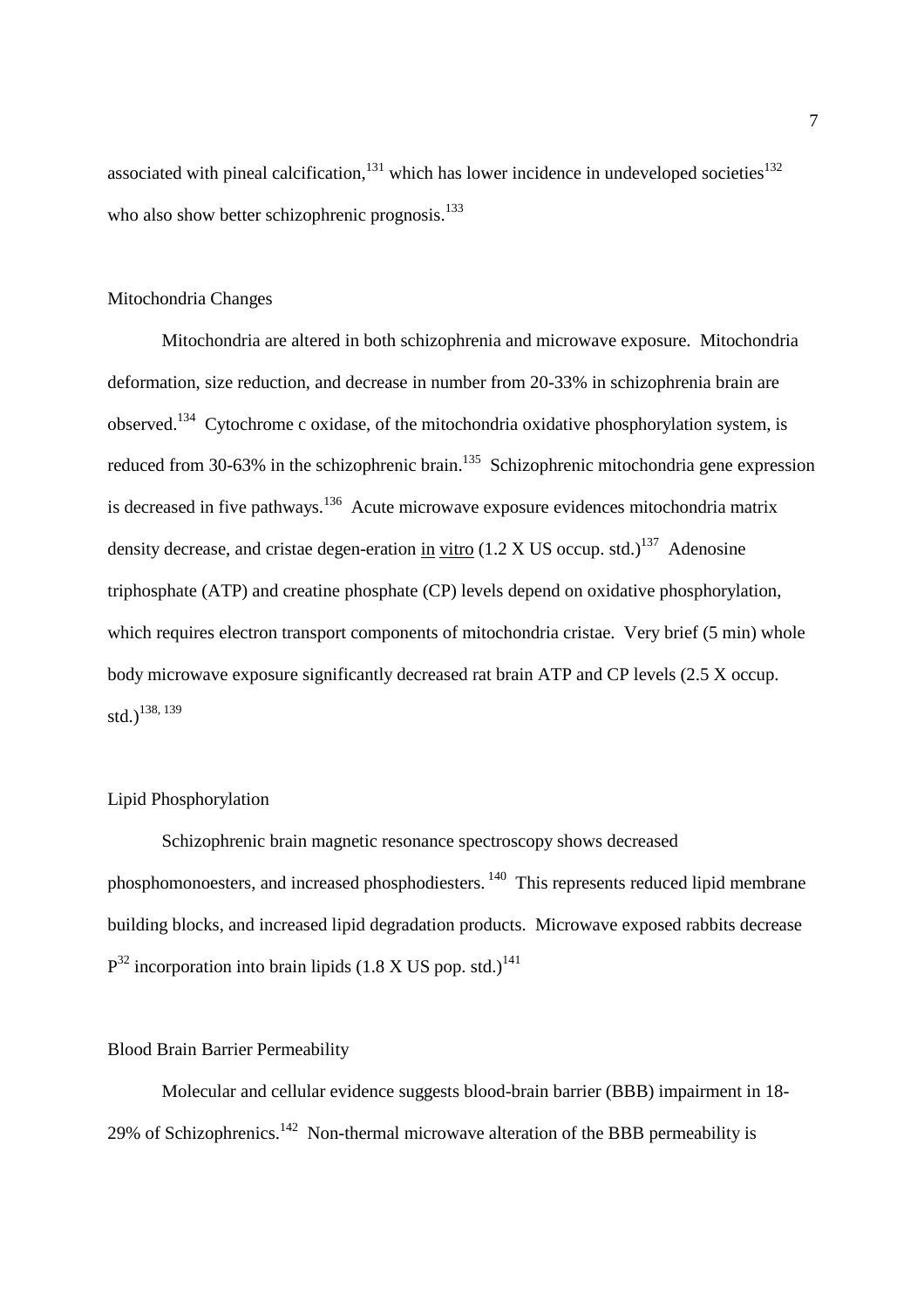associated with pineal calcification,[131] which has lower incidence in undeveloped societies[132] who also show better schizophrenic prognosis.[133]

## Mitochondria Changes

Mitochondria are altered in both schizophrenia and microwave exposure. Mitochondria deformation, size reduction, and decrease in number from 20-33% in schizophrenia brain are observed.[134] Cytochrome c oxidase, of the mitochondria oxidative phosphorylation system, is reduced from 30-63% in the schizophrenic brain.[135] Schizophrenic mitochondria gene expression is decreased in five pathways.[136] Acute microwave exposure evidences mitochondria matrix density decrease, and cristae degen-eration in vitro (1.2 X US occup. std.)[137] Adenosine triphosphate (ATP) and creatine phosphate (CP) levels depend on oxidative phosphorylation, which requires electron transport components of mitochondria cristae. Very brief (5 min) whole body microwave exposure significantly decreased rat brain ATP and CP levels (2.5 X occup. std.)[138, 139]

## Lipid Phosphorylation

Schizophrenic brain magnetic resonance spectroscopy shows decreased phosphomonoesters, and increased phosphodiesters.[140] This represents reduced lipid membrane building blocks, and increased lipid degradation products. Microwave exposed rabbits decrease $P^{32}$ incorporation into brain lipids (1.8 X US pop. std.)[141]

## Blood Brain Barrier Permeability

Molecular and cellular evidence suggests blood-brain barrier (BBB) impairment in 18-29% of Schizophrenics.[142] Non-thermal microwave alteration of the BBB permeability is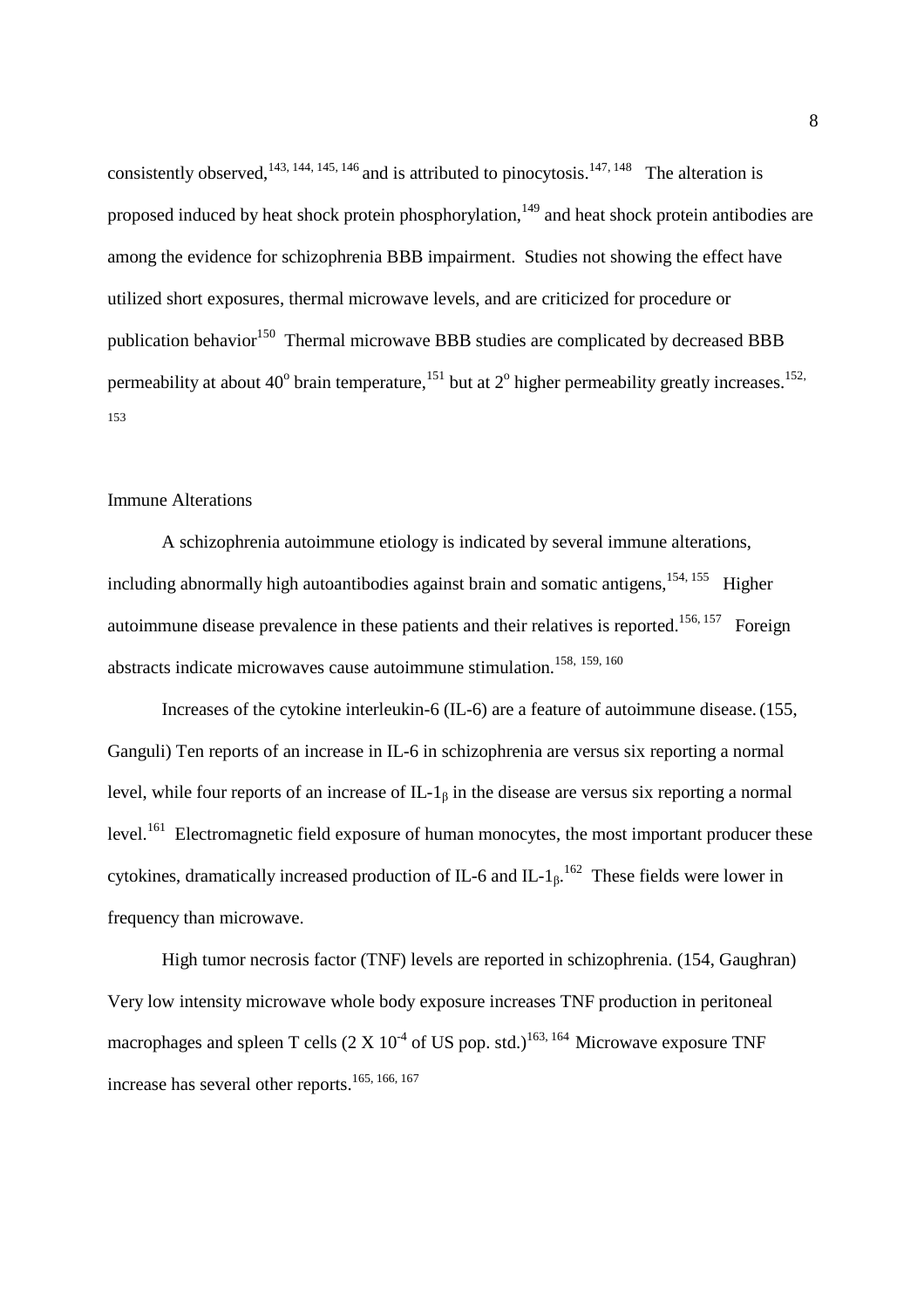consistently observed,[143, 144, 145, 146] and is attributed to pinocytosis.[147, 148] The alteration is proposed induced by heat shock protein phosphorylation,[149] and heat shock protein antibodies are among the evidence for schizophrenia BBB impairment. Studies not showing the effect have utilized short exposures, thermal microwave levels, and are criticized for procedure or publication behavior[150] Thermal microwave BBB studies are complicated by decreased BBB permeability at about 40$^{o}$ brain temperature,[151] but at 2$^{o}$ higher permeability greatly increases.[152, 153]

## Immune Alterations

A schizophrenia autoimmune etiology is indicated by several immune alterations, including abnormally high autoantibodies against brain and somatic antigens,[154, 155] Higher autoimmune disease prevalence in these patients and their relatives is reported.[156, 157] Foreign abstracts indicate microwaves cause autoimmune stimulation.[158, 159, 160]

Increases of the cytokine interleukin-6 (IL-6) are a feature of autoimmune disease. (155, Ganguli) Ten reports of an increase in IL-6 in schizophrenia are versus six reporting a normal level, while four reports of an increase of IL-$1_{\beta}$ in the disease are versus six reporting a normal level.[161] Electromagnetic field exposure of human monocytes, the most important producer these cytokines, dramatically increased production of IL-6 and IL-$1_{\beta}$.[162] These fields were lower in frequency than microwave.

High tumor necrosis factor (TNF) levels are reported in schizophrenia. (154, Gaughran) Very low intensity microwave whole body exposure increases TNF production in peritoneal macrophages and spleen T cells ($2 \text{ X } 10^{-4}$ of US pop. std.)[163, 164] Microwave exposure TNF increase has several other reports.[165, 166, 167]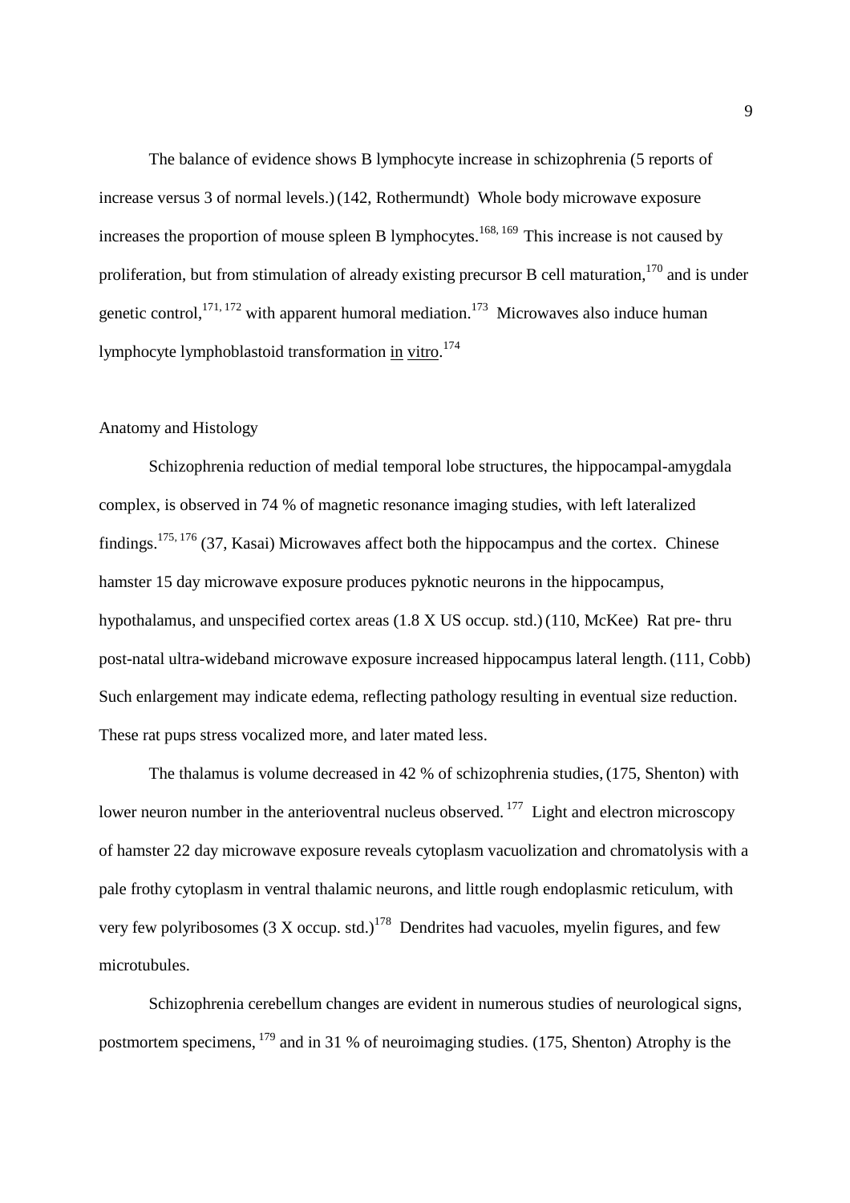The balance of evidence shows B lymphocyte increase in schizophrenia (5 reports of increase versus 3 of normal levels.) (142, Rothermundt) Whole body microwave exposure increases the proportion of mouse spleen B lymphocytes.[168, 169] This increase is not caused by proliferation, but from stimulation of already existing precursor B cell maturation,[170] and is under genetic control,[171, 172] with apparent humoral mediation.[173] Microwaves also induce human lymphocyte lymphoblastoid transformation in vitro.[174]

## Anatomy and Histology

Schizophrenia reduction of medial temporal lobe structures, the hippocampal-amygdala complex, is observed in 74 % of magnetic resonance imaging studies, with left lateralized findings.[175, 176] (37, Kasai) Microwaves affect both the hippocampus and the cortex. Chinese hamster 15 day microwave exposure produces pyknotic neurons in the hippocampus, hypothalamus, and unspecified cortex areas (1.8 X US occup. std.) (110, McKee) Rat pre- thru post-natal ultra-wideband microwave exposure increased hippocampus lateral length. (111, Cobb) Such enlargement may indicate edema, reflecting pathology resulting in eventual size reduction. These rat pups stress vocalized more, and later mated less.

The thalamus is volume decreased in 42 % of schizophrenia studies, (175, Shenton) with lower neuron number in the anterioventral nucleus observed.[177] Light and electron microscopy of hamster 22 day microwave exposure reveals cytoplasm vacuolization and chromatolysis with a pale frothy cytoplasm in ventral thalamic neurons, and little rough endoplasmic reticulum, with very few polyribosomes (3 X occup. std.)[178] Dendrites had vacuoles, myelin figures, and few microtubules.

Schizophrenia cerebellum changes are evident in numerous studies of neurological signs, postmortem specimens,[179] and in 31 % of neuroimaging studies. (175, Shenton) Atrophy is the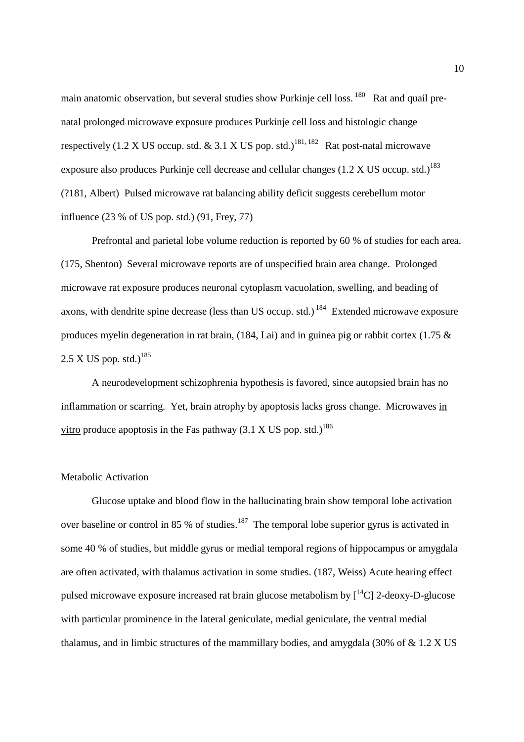main anatomic observation, but several studies show Purkinje cell loss. [180] Rat and quail pre-natal prolonged microwave exposure produces Purkinje cell loss and histologic change respectively (1.2 X US occup. std. & 3.1 X US pop. std.)[181, 182] Rat post-natal microwave exposure also produces Purkinje cell decrease and cellular changes (1.2 X US occup. std.)[183] (?181, Albert) Pulsed microwave rat balancing ability deficit suggests cerebellum motor influence (23 % of US pop. std.) (91, Frey, 77)

Prefrontal and parietal lobe volume reduction is reported by 60 % of studies for each area. (175, Shenton) Several microwave reports are of unspecified brain area change. Prolonged microwave rat exposure produces neuronal cytoplasm vacuolation, swelling, and beading of axons, with dendrite spine decrease (less than US occup. std.) [184] Extended microwave exposure produces myelin degeneration in rat brain, (184, Lai) and in guinea pig or rabbit cortex (1.75 & 2.5 X US pop. std.)[185]

A neurodevelopment schizophrenia hypothesis is favored, since autopsied brain has no inflammation or scarring. Yet, brain atrophy by apoptosis lacks gross change. Microwaves in vitro produce apoptosis in the Fas pathway (3.1 X US pop. std.)[186]

## Metabolic Activation

Glucose uptake and blood flow in the hallucinating brain show temporal lobe activation over baseline or control in 85 % of studies.[187] The temporal lobe superior gyrus is activated in some 40 % of studies, but middle gyrus or medial temporal regions of hippocampus or amygdala are often activated, with thalamus activation in some studies. (187, Weiss) Acute hearing effect pulsed microwave exposure increased rat brain glucose metabolism by [$^{14}$C] 2-deoxy-D-glucose with particular prominence in the lateral geniculate, medial geniculate, the ventral medial thalamus, and in limbic structures of the mammillary bodies, and amygdala (30% of & 1.2 X US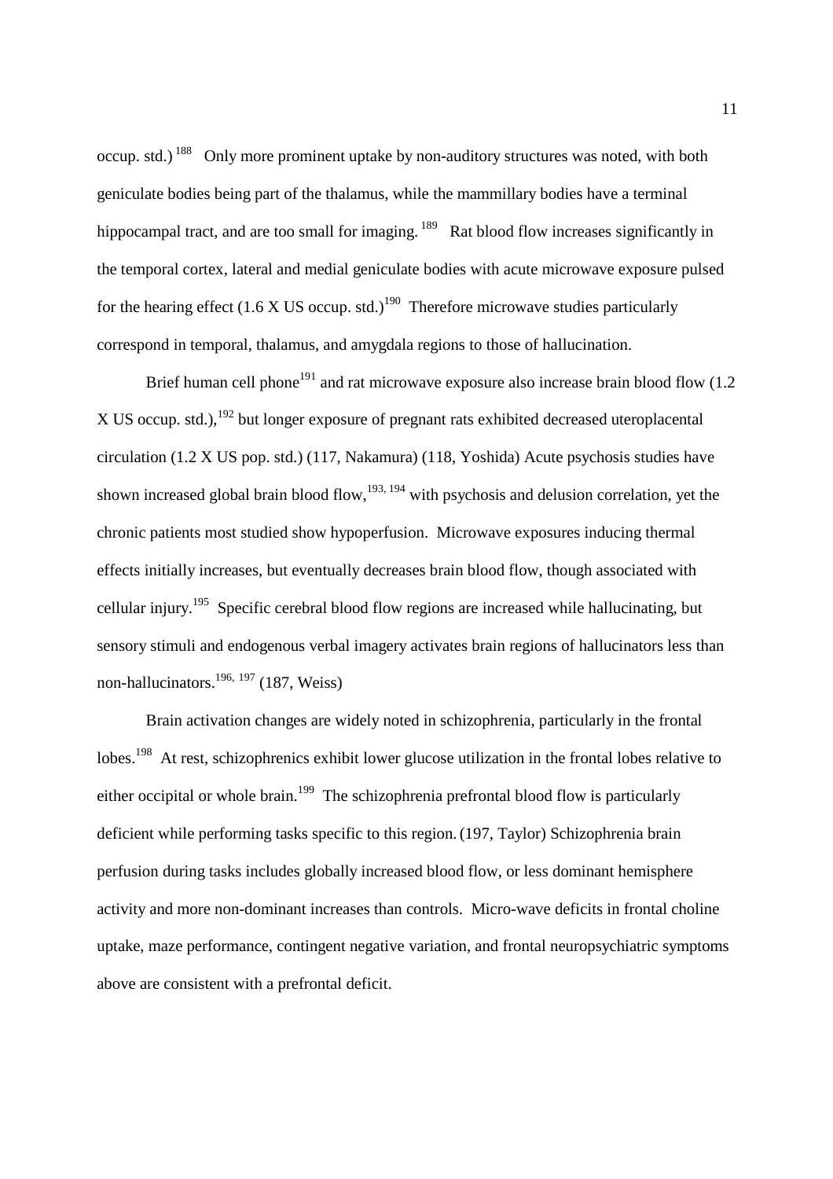occup. std.)[188] Only more prominent uptake by non-auditory structures was noted, with both geniculate bodies being part of the thalamus, while the mammillary bodies have a terminal hippocampal tract, and are too small for imaging.[189] Rat blood flow increases significantly in the temporal cortex, lateral and medial geniculate bodies with acute microwave exposure pulsed for the hearing effect (1.6 X US occup. std.)[190] Therefore microwave studies particularly correspond in temporal, thalamus, and amygdala regions to those of hallucination.

Brief human cell phone[191] and rat microwave exposure also increase brain blood flow (1.2 X US occup. std.),[192] but longer exposure of pregnant rats exhibited decreased uteroplacental circulation (1.2 X US pop. std.) (117, Nakamura) (118, Yoshida) Acute psychosis studies have shown increased global brain blood flow,[193, 194] with psychosis and delusion correlation, yet the chronic patients most studied show hypoperfusion. Microwave exposures inducing thermal effects initially increases, but eventually decreases brain blood flow, though associated with cellular injury.[195] Specific cerebral blood flow regions are increased while hallucinating, but sensory stimuli and endogenous verbal imagery activates brain regions of hallucinators less than non-hallucinators.[196, 197] (187, Weiss)

Brain activation changes are widely noted in schizophrenia, particularly in the frontal lobes.[198] At rest, schizophrenics exhibit lower glucose utilization in the frontal lobes relative to either occipital or whole brain.[199] The schizophrenia prefrontal blood flow is particularly deficient while performing tasks specific to this region. (197, Taylor) Schizophrenia brain perfusion during tasks includes globally increased blood flow, or less dominant hemisphere activity and more non-dominant increases than controls. Micro-wave deficits in frontal choline uptake, maze performance, contingent negative variation, and frontal neuropsychiatric symptoms above are consistent with a prefrontal deficit.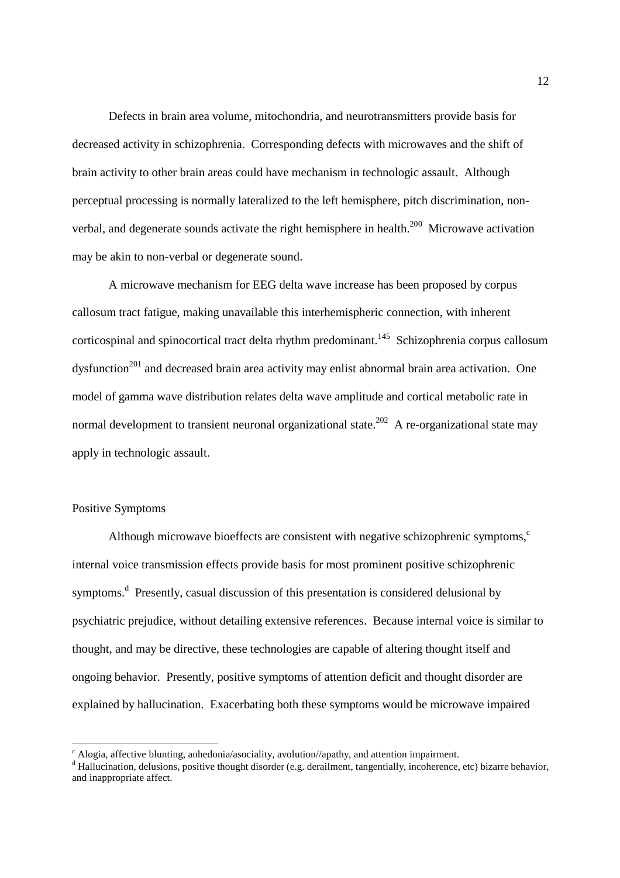Defects in brain area volume, mitochondria, and neurotransmitters provide basis for decreased activity in schizophrenia. Corresponding defects with microwaves and the shift of brain activity to other brain areas could have mechanism in technologic assault. Although perceptual processing is normally lateralized to the left hemisphere, pitch discrimination, non-verbal, and degenerate sounds activate the right hemisphere in health.[200] Microwave activation may be akin to non-verbal or degenerate sound.

A microwave mechanism for EEG delta wave increase has been proposed by corpus callosum tract fatigue, making unavailable this interhemispheric connection, with inherent corticospinal and spinocortical tract delta rhythm predominant.[145] Schizophrenia corpus callosum dysfunction[201] and decreased brain area activity may enlist abnormal brain area activation. One model of gamma wave distribution relates delta wave amplitude and cortical metabolic rate in normal development to transient neuronal organizational state.[202] A re-organizational state may apply in technologic assault.

## Positive Symptoms

Although microwave bioeffects are consistent with negative schizophrenic symptoms,[c] internal voice transmission effects provide basis for most prominent positive schizophrenic symptoms.[d] Presently, casual discussion of this presentation is considered delusional by psychiatric prejudice, without detailing extensive references. Because internal voice is similar to thought, and may be directive, these technologies are capable of altering thought itself and ongoing behavior. Presently, positive symptoms of attention deficit and thought disorder are explained by hallucination. Exacerbating both these symptoms would be microwave impaired

[c] Alogia, affective blunting, anhedonia/asociality, avolution//apathy, and attention impairment.

[d] Hallucination, delusions, positive thought disorder (e.g. derailment, tangentially, incoherence, etc) bizarre behavior, and inappropriate affect.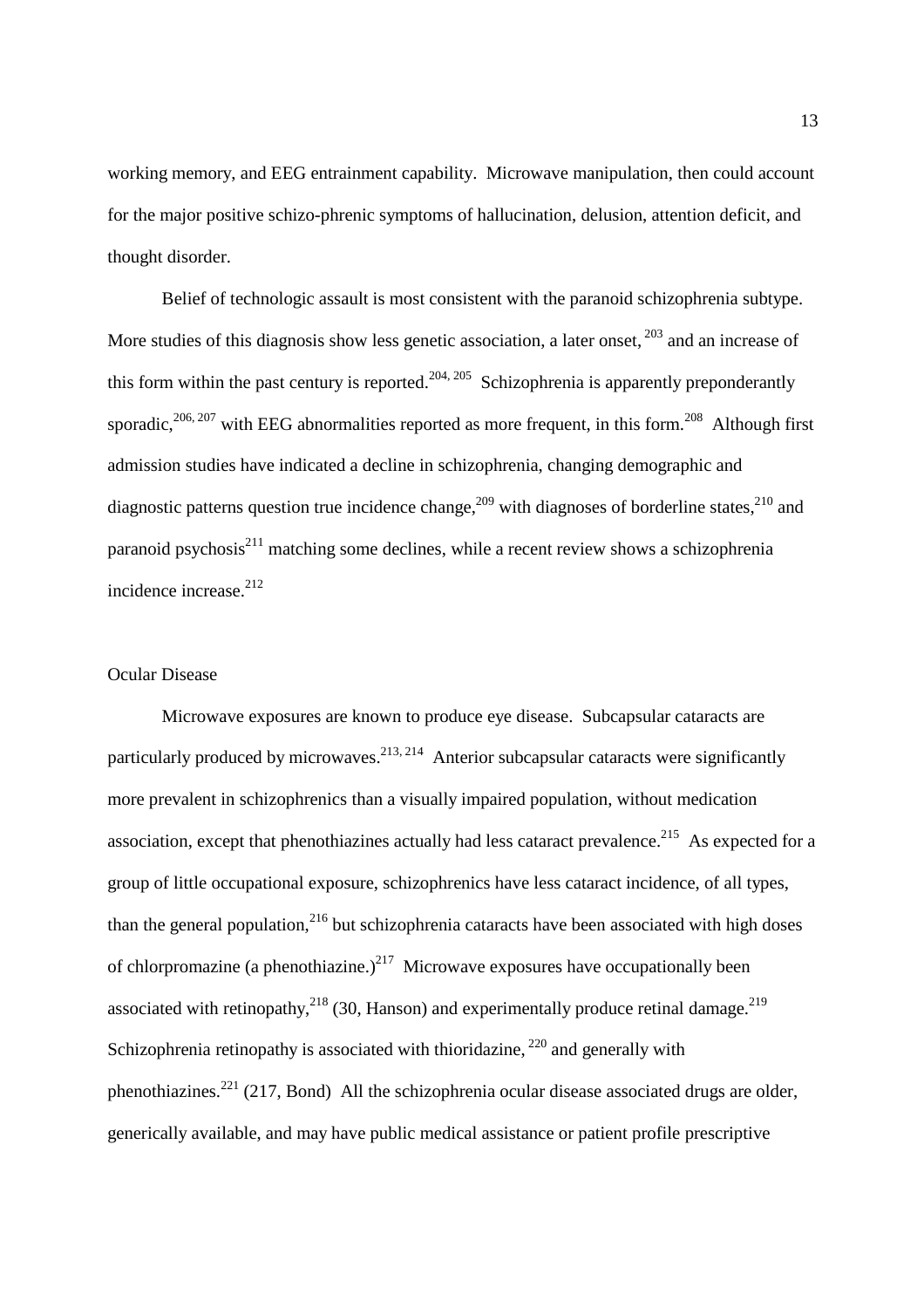working memory, and EEG entrainment capability. Microwave manipulation, then could account for the major positive schizo-phrenic symptoms of hallucination, delusion, attention deficit, and thought disorder.

Belief of technologic assault is most consistent with the paranoid schizophrenia subtype. More studies of this diagnosis show less genetic association, a later onset, [203] and an increase of this form within the past century is reported.[204, 205] Schizophrenia is apparently preponderantly sporadic,[206, 207] with EEG abnormalities reported as more frequent, in this form.[208] Although first admission studies have indicated a decline in schizophrenia, changing demographic and diagnostic patterns question true incidence change,[209] with diagnoses of borderline states,[210] and paranoid psychosis[211] matching some declines, while a recent review shows a schizophrenia incidence increase.[212]

## Ocular Disease

Microwave exposures are known to produce eye disease. Subcapsular cataracts are particularly produced by microwaves.[213, 214] Anterior subcapsular cataracts were significantly more prevalent in schizophrenics than a visually impaired population, without medication association, except that phenothiazines actually had less cataract prevalence.[215] As expected for a group of little occupational exposure, schizophrenics have less cataract incidence, of all types, than the general population,[216] but schizophrenia cataracts have been associated with high doses of chlorpromazine (a phenothiazine.)[217] Microwave exposures have occupationally been associated with retinopathy,[218] (30, Hanson) and experimentally produce retinal damage.[219] Schizophrenia retinopathy is associated with thioridazine, [220] and generally with phenothiazines.[221] (217, Bond) All the schizophrenia ocular disease associated drugs are older, generically available, and may have public medical assistance or patient profile prescriptive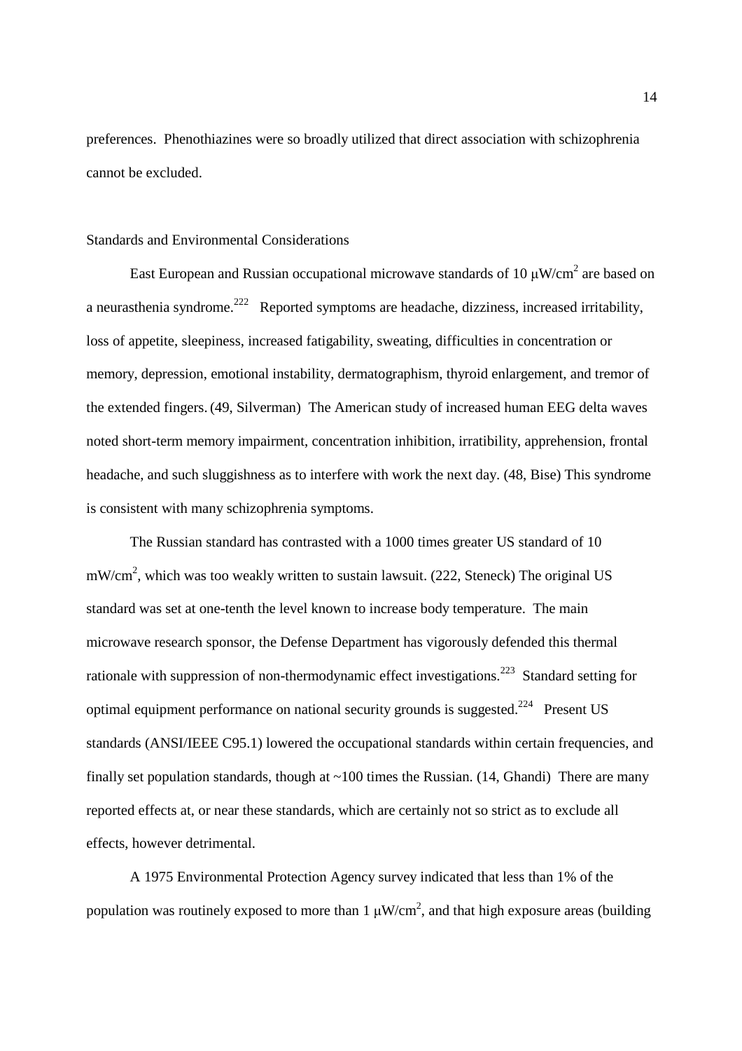preferences. Phenothiazines were so broadly utilized that direct association with schizophrenia cannot be excluded.

## Standards and Environmental Considerations

East European and Russian occupational microwave standards of 10 $\mu W/cm^2$ are based on a neurasthenia syndrome.[222] Reported symptoms are headache, dizziness, increased irritability, loss of appetite, sleepiness, increased fatigability, sweating, difficulties in concentration or memory, depression, emotional instability, dermatographism, thyroid enlargement, and tremor of the extended fingers. (49, Silverman) The American study of increased human EEG delta waves noted short-term memory impairment, concentration inhibition, irratibility, apprehension, frontal headache, and such sluggishness as to interfere with work the next day. (48, Bise) This syndrome is consistent with many schizophrenia symptoms.

The Russian standard has contrasted with a 1000 times greater US standard of 10 $mW/cm^2$, which was too weakly written to sustain lawsuit. (222, Steneck) The original US standard was set at one-tenth the level known to increase body temperature. The main microwave research sponsor, the Defense Department has vigorously defended this thermal rationale with suppression of non-thermodynamic effect investigations.[223] Standard setting for optimal equipment performance on national security grounds is suggested.[224] Present US standards (ANSI/IEEE C95.1) lowered the occupational standards within certain frequencies, and finally set population standards, though at ~100 times the Russian. (14, Ghandi) There are many reported effects at, or near these standards, which are certainly not so strict as to exclude all effects, however detrimental.

A 1975 Environmental Protection Agency survey indicated that less than 1% of the population was routinely exposed to more than 1 $\mu W/cm^2$, and that high exposure areas (building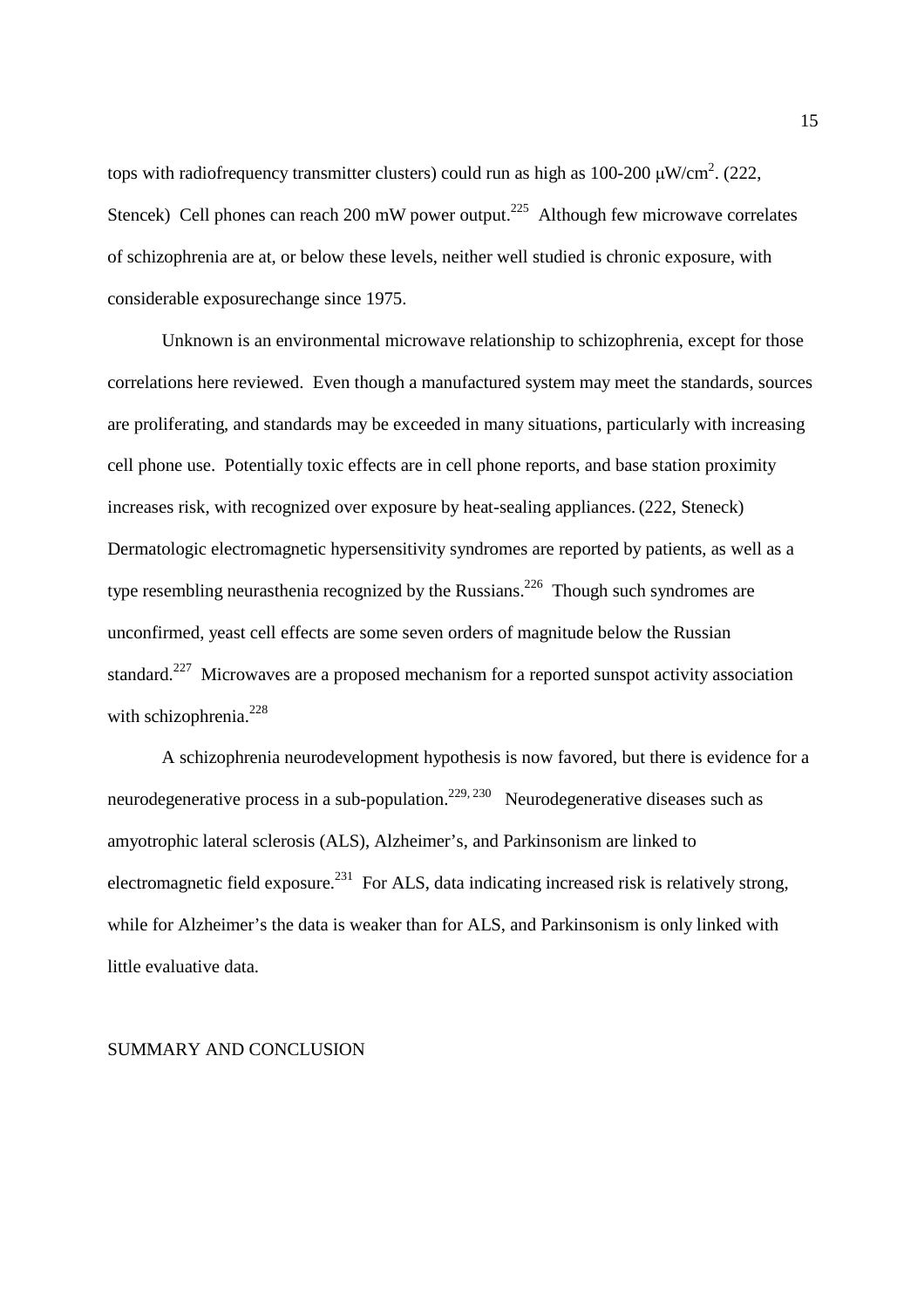tops with radiofrequency transmitter clusters) could run as high as 100-200 μW/cm$^2$. (222, Stencek) Cell phones can reach 200 mW power output.[225] Although few microwave correlates of schizophrenia are at, or below these levels, neither well studied is chronic exposure, with considerable exposurechange since 1975.

Unknown is an environmental microwave relationship to schizophrenia, except for those correlations here reviewed. Even though a manufactured system may meet the standards, sources are proliferating, and standards may be exceeded in many situations, particularly with increasing cell phone use. Potentially toxic effects are in cell phone reports, and base station proximity increases risk, with recognized over exposure by heat-sealing appliances. (222, Steneck) Dermatologic electromagnetic hypersensitivity syndromes are reported by patients, as well as a type resembling neurasthenia recognized by the Russians.[226] Though such syndromes are unconfirmed, yeast cell effects are some seven orders of magnitude below the Russian standard.[227] Microwaves are a proposed mechanism for a reported sunspot activity association with schizophrenia.[228]

A schizophrenia neurodevelopment hypothesis is now favored, but there is evidence for a neurodegenerative process in a sub-population.[229, 230] Neurodegenerative diseases such as amyotrophic lateral sclerosis (ALS), Alzheimer's, and Parkinsonism are linked to electromagnetic field exposure.[231] For ALS, data indicating increased risk is relatively strong, while for Alzheimer's the data is weaker than for ALS, and Parkinsonism is only linked with little evaluative data.

## SUMMARY AND CONCLUSION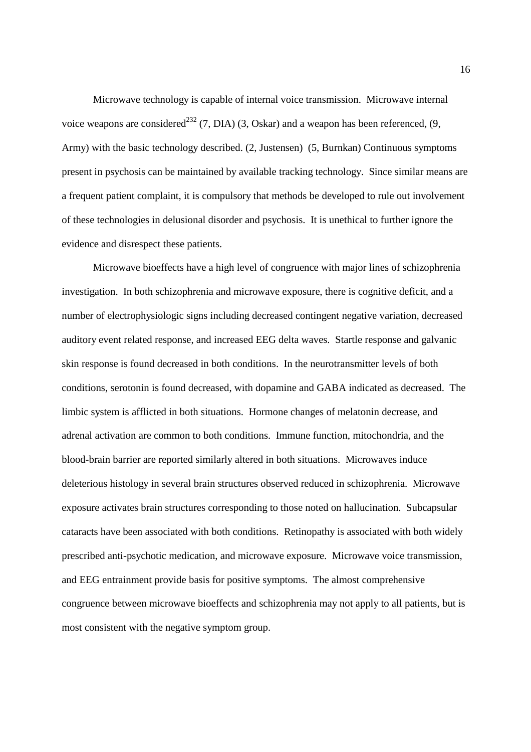Microwave technology is capable of internal voice transmission. Microwave internal voice weapons are considered[232] (7, DIA) (3, Oskar) and a weapon has been referenced, (9, Army) with the basic technology described. (2, Justensen) (5, Burnkan) Continuous symptoms present in psychosis can be maintained by available tracking technology. Since similar means are a frequent patient complaint, it is compulsory that methods be developed to rule out involvement of these technologies in delusional disorder and psychosis. It is unethical to further ignore the evidence and disrespect these patients.

Microwave bioeffects have a high level of congruence with major lines of schizophrenia investigation. In both schizophrenia and microwave exposure, there is cognitive deficit, and a number of electrophysiologic signs including decreased contingent negative variation, decreased auditory event related response, and increased EEG delta waves. Startle response and galvanic skin response is found decreased in both conditions. In the neurotransmitter levels of both conditions, serotonin is found decreased, with dopamine and GABA indicated as decreased. The limbic system is afflicted in both situations. Hormone changes of melatonin decrease, and adrenal activation are common to both conditions. Immune function, mitochondria, and the blood-brain barrier are reported similarly altered in both situations. Microwaves induce deleterious histology in several brain structures observed reduced in schizophrenia. Microwave exposure activates brain structures corresponding to those noted on hallucination. Subcapsular cataracts have been associated with both conditions. Retinopathy is associated with both widely prescribed anti-psychotic medication, and microwave exposure. Microwave voice transmission, and EEG entrainment provide basis for positive symptoms. The almost comprehensive congruence between microwave bioeffects and schizophrenia may not apply to all patients, but is most consistent with the negative symptom group.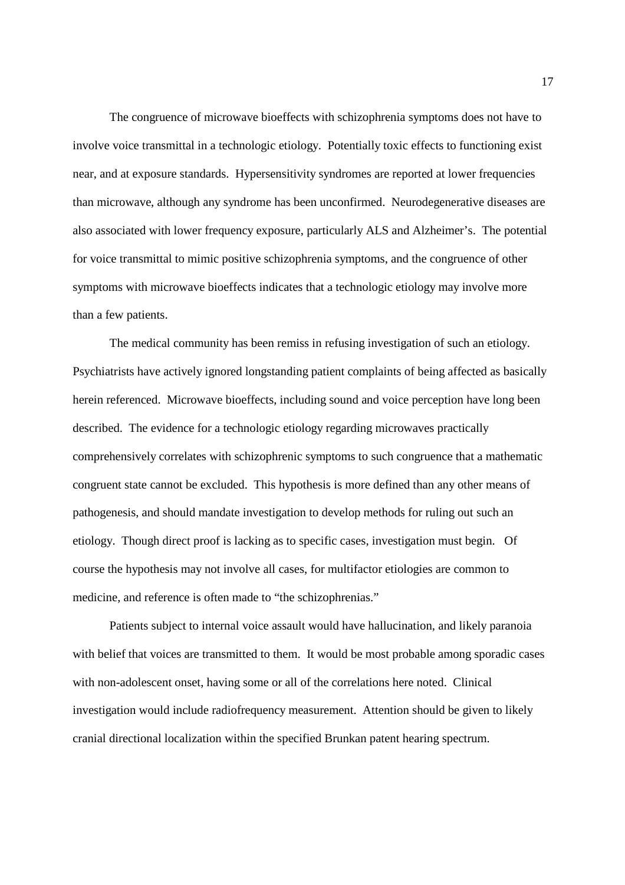The congruence of microwave bioeffects with schizophrenia symptoms does not have to involve voice transmittal in a technologic etiology. Potentially toxic effects to functioning exist near, and at exposure standards. Hypersensitivity syndromes are reported at lower frequencies than microwave, although any syndrome has been unconfirmed. Neurodegenerative diseases are also associated with lower frequency exposure, particularly ALS and Alzheimer's. The potential for voice transmittal to mimic positive schizophrenia symptoms, and the congruence of other symptoms with microwave bioeffects indicates that a technologic etiology may involve more than a few patients.

The medical community has been remiss in refusing investigation of such an etiology. Psychiatrists have actively ignored longstanding patient complaints of being affected as basically herein referenced. Microwave bioeffects, including sound and voice perception have long been described. The evidence for a technologic etiology regarding microwaves practically comprehensively correlates with schizophrenic symptoms to such congruence that a mathematic congruent state cannot be excluded. This hypothesis is more defined than any other means of pathogenesis, and should mandate investigation to develop methods for ruling out such an etiology. Though direct proof is lacking as to specific cases, investigation must begin. Of course the hypothesis may not involve all cases, for multifactor etiologies are common to medicine, and reference is often made to "the schizophrenias."

Patients subject to internal voice assault would have hallucination, and likely paranoia with belief that voices are transmitted to them. It would be most probable among sporadic cases with non-adolescent onset, having some or all of the correlations here noted. Clinical investigation would include radiofrequency measurement. Attention should be given to likely cranial directional localization within the specified Brunkan patent hearing spectrum.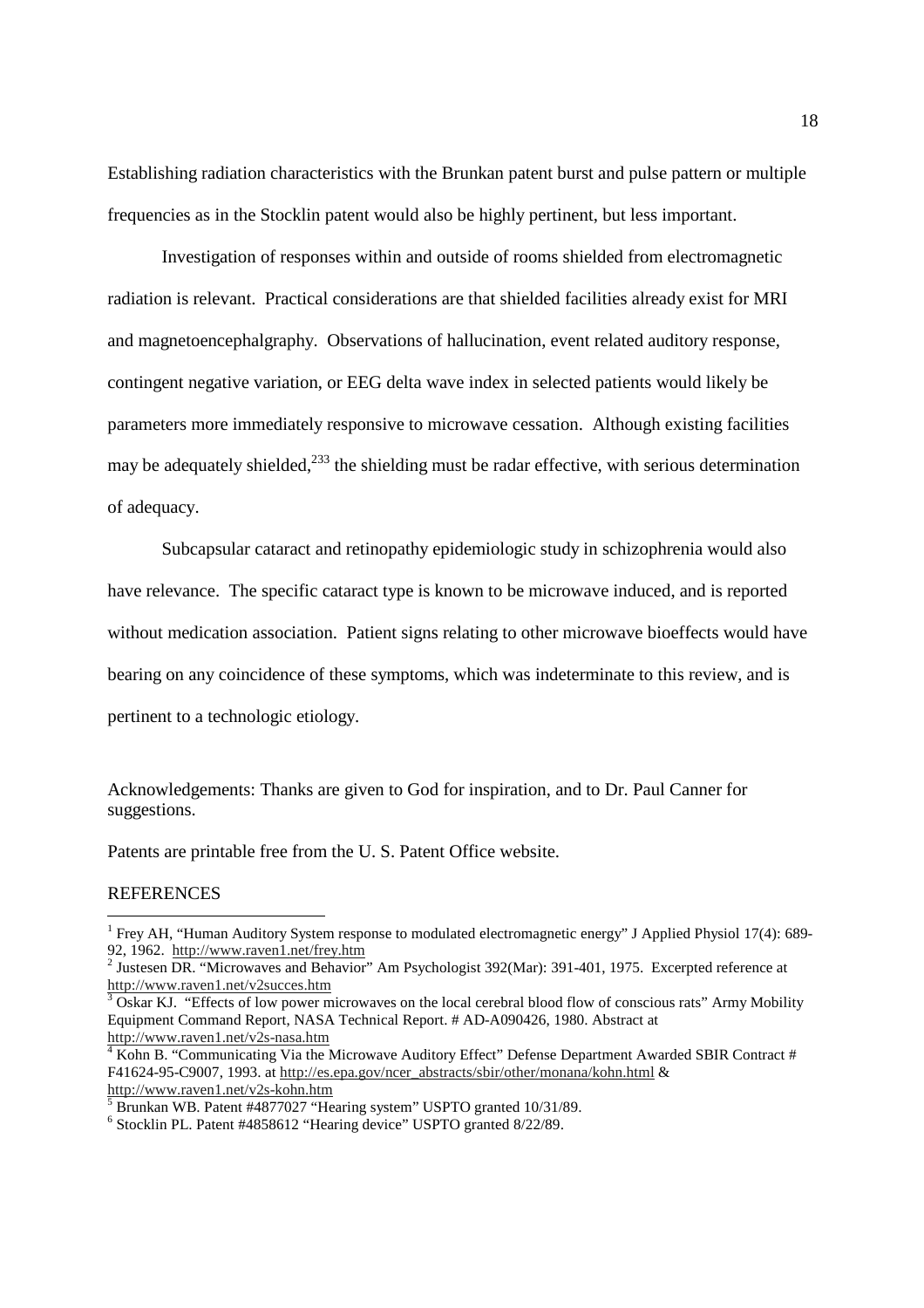Establishing radiation characteristics with the Brunkan patent burst and pulse pattern or multiple frequencies as in the Stocklin patent would also be highly pertinent, but less important.

Investigation of responses within and outside of rooms shielded from electromagnetic radiation is relevant. Practical considerations are that shielded facilities already exist for MRI and magnetoencephalgraphy. Observations of hallucination, event related auditory response, contingent negative variation, or EEG delta wave index in selected patients would likely be parameters more immediately responsive to microwave cessation. Although existing facilities may be adequately shielded,[233] the shielding must be radar effective, with serious determination of adequacy.

Subcapsular cataract and retinopathy epidemiologic study in schizophrenia would also have relevance. The specific cataract type is known to be microwave induced, and is reported without medication association. Patient signs relating to other microwave bioeffects would have bearing on any coincidence of these symptoms, which was indeterminate to this review, and is pertinent to a technologic etiology.

Acknowledgements: Thanks are given to God for inspiration, and to Dr. Paul Canner for suggestions.

Patents are printable free from the U. S. Patent Office website.

REFERENCES

[1] Frey AH, "Human Auditory System response to modulated electromagnetic energy" J Applied Physiol 17(4): 689-92, 1962. http://www.raven1.net/frey.htm

[2] Justesen DR. "Microwaves and Behavior" Am Psychologist 392(Mar): 391-401, 1975. Excerpted reference at http://www.raven1.net/v2succes.htm

[3] Oskar KJ. "Effects of low power microwaves on the local cerebral blood flow of conscious rats" Army Mobility Equipment Command Report, NASA Technical Report. # AD-A090426, 1980. Abstract at http://www.raven1.net/v2s-nasa.htm

[4] Kohn B. "Communicating Via the Microwave Auditory Effect" Defense Department Awarded SBIR Contract # F41624-95-C9007, 1993. at http://es.epa.gov/ncer_abstracts/sbir/other/monana/kohn.html & http://www.raven1.net/v2s-kohn.htm

[5] Brunkan WB. Patent #4877027 "Hearing system" USPTO granted 10/31/89.

[6] Stocklin PL. Patent #4858612 "Hearing device" USPTO granted 8/22/89.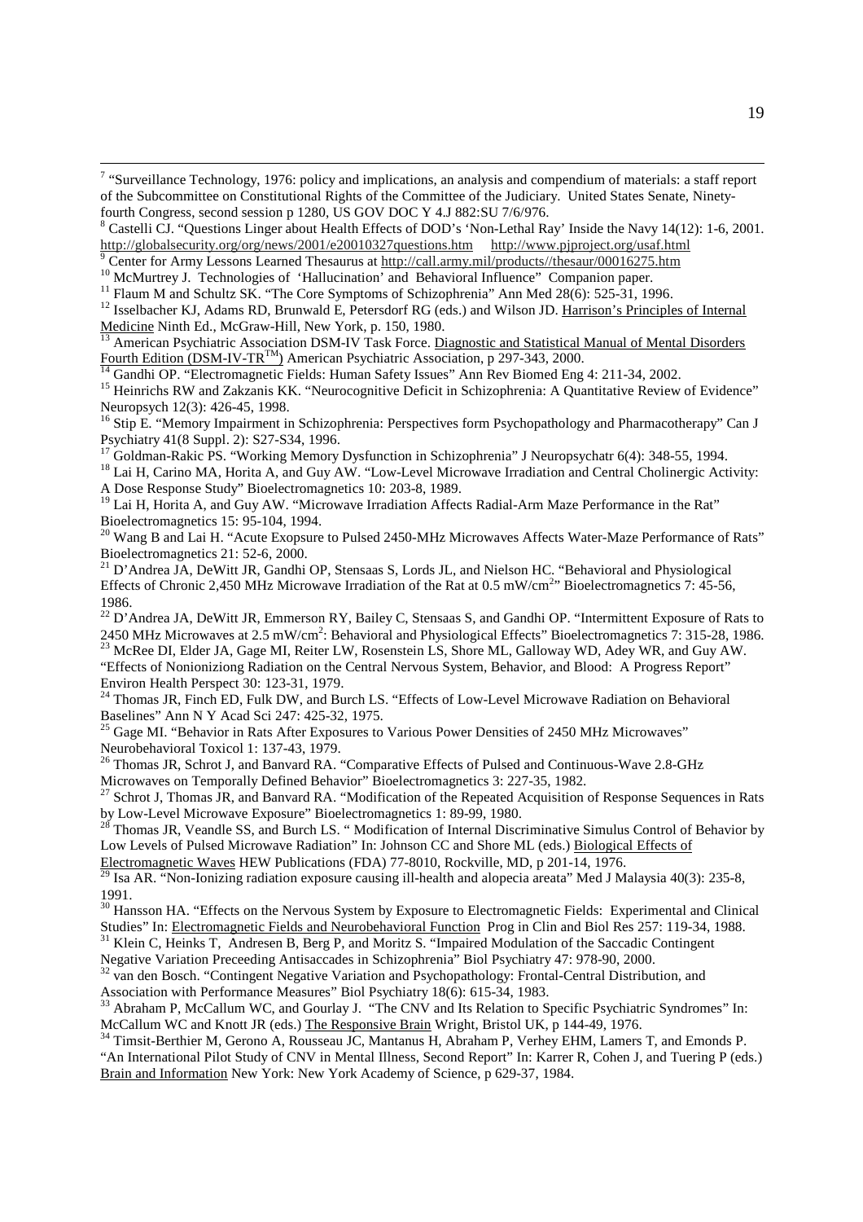[7] "Surveillance Technology, 1976: policy and implications, an analysis and compendium of materials: a staff report of the Subcommittee on Constitutional Rights of the Committee of the Judiciary. United States Senate, Ninety-fourth Congress, second session p 1280, US GOV DOC Y 4.J 882:SU 7/6/976.

[8] Castelli CJ. "Questions Linger about Health Effects of DOD's 'Non-Lethal Ray' Inside the Navy 14(12): 1-6, 2001. http://globalsecurity.org/org/news/2001/e20010327questions.htm http://www.pjproject.org/usaf.html

[9] Center for Army Lessons Learned Thesaurus at http://call.army.mil/products//thesaur/00016275.htm

[10] McMurtrey J. Technologies of 'Hallucination' and Behavioral Influence" Companion paper.

[11] Flaum M and Schultz SK. "The Core Symptoms of Schizophrenia" Ann Med 28(6): 525-31, 1996.

[12] Isselbacher KJ, Adams RD, Brunwald E, Petersdorf RG (eds.) and Wilson JD. Harrison's Principles of Internal Medicine Ninth Ed., McGraw-Hill, New York, p. 150, 1980.

[13] American Psychiatric Association DSM-IV Task Force. Diagnostic and Statistical Manual of Mental Disorders Fourth Edition (DSM-IV-TR™) American Psychiatric Association, p 297-343, 2000.

[14] Gandhi OP. "Electromagnetic Fields: Human Safety Issues" Ann Rev Biomed Eng 4: 211-34, 2002.

[15] Heinrichs RW and Zakzanis KK. "Neurocognitive Deficit in Schizophrenia: A Quantitative Review of Evidence" Neuropsych 12(3): 426-45, 1998.

[16] Stip E. "Memory Impairment in Schizophrenia: Perspectives form Psychopathology and Pharmacotherapy" Can J Psychiatry 41(8 Suppl. 2): S27-S34, 1996.

[17] Goldman-Rakic PS. "Working Memory Dysfunction in Schizophrenia" J Neuropsychatr 6(4): 348-55, 1994.

[18] Lai H, Carino MA, Horita A, and Guy AW. "Low-Level Microwave Irradiation and Central Cholinergic Activity: A Dose Response Study" Bioelectromagnetics 10: 203-8, 1989.

[19] Lai H, Horita A, and Guy AW. "Microwave Irradiation Affects Radial-Arm Maze Performance in the Rat" Bioelectromagnetics 15: 95-104, 1994.

[20] Wang B and Lai H. "Acute Exopsure to Pulsed 2450-MHz Microwaves Affects Water-Maze Performance of Rats" Bioelectromagnetics 21: 52-6, 2000.

[21] D'Andrea JA, DeWitt JR, Gandhi OP, Stensaas S, Lords JL, and Nielson HC. "Behavioral and Physiological Effects of Chronic 2,450 MHz Microwave Irradiation of the Rat at 0.5 $mW/cm^2$" Bioelectromagnetics 7: 45-56, 1986.

[22] D'Andrea JA, DeWitt JR, Emmerson RY, Bailey C, Stensaas S, and Gandhi OP. "Intermittent Exposure of Rats to 2450 MHz Microwaves at 2.5 $mW/cm^2$: Behavioral and Physiological Effects" Bioelectromagnetics 7: 315-28, 1986.

[23] McRee DI, Elder JA, Gage MI, Reiter LW, Rosenstein LS, Shore ML, Galloway WD, Adey WR, and Guy AW. "Effects of Nonioniziong Radiation on the Central Nervous System, Behavior, and Blood: A Progress Report" Environ Health Perspect 30: 123-31, 1979.

[24] Thomas JR, Finch ED, Fulk DW, and Burch LS. "Effects of Low-Level Microwave Radiation on Behavioral Baselines" Ann N Y Acad Sci 247: 425-32, 1975.

[25] Gage MI. "Behavior in Rats After Exposures to Various Power Densities of 2450 MHz Microwaves" Neurobehavioral Toxicol 1: 137-43, 1979.

[26] Thomas JR, Schrot J, and Banvard RA. "Comparative Effects of Pulsed and Continuous-Wave 2.8-GHz Microwaves on Temporally Defined Behavior" Bioelectromagnetics 3: 227-35, 1982.

[27] Schrot J, Thomas JR, and Banvard RA. "Modification of the Repeated Acquisition of Response Sequences in Rats by Low-Level Microwave Exposure" Bioelectromagnetics 1: 89-99, 1980.

[28] Thomas JR, Veandle SS, and Burch LS. " Modification of Internal Discriminative Simulus Control of Behavior by Low Levels of Pulsed Microwave Radiation" In: Johnson CC and Shore ML (eds.) Biological Effects of Electromagnetic Waves HEW Publications (FDA) 77-8010, Rockville, MD, p 201-14, 1976.

[29] Isa AR. "Non-Ionizing radiation exposure causing ill-health and alopecia areata" Med J Malaysia 40(3): 235-8, 1991.

[30] Hansson HA. "Effects on the Nervous System by Exposure to Electromagnetic Fields: Experimental and Clinical Studies" In: Electromagnetic Fields and Neurobehavioral Function Prog in Clin and Biol Res 257: 119-34, 1988.

[31] Klein C, Heinks T, Andresen B, Berg P, and Moritz S. "Impaired Modulation of the Saccadic Contingent Negative Variation Preceeding Antisaccades in Schizophrenia" Biol Psychiatry 47: 978-90, 2000.

[32] van den Bosch. "Contingent Negative Variation and Psychopathology: Frontal-Central Distribution, and Association with Performance Measures" Biol Psychiatry 18(6): 615-34, 1983.

[33] Abraham P, McCallum WC, and Gourlay J. "The CNV and Its Relation to Specific Psychiatric Syndromes" In: McCallum WC and Knott JR (eds.) The Responsive Brain Wright, Bristol UK, p 144-49, 1976.

[34] Timsit-Berthier M, Gerono A, Rousseau JC, Mantanus H, Abraham P, Verhey EHM, Lamers T, and Emonds P. "An International Pilot Study of CNV in Mental Illness, Second Report" In: Karrer R, Cohen J, and Tuering P (eds.) Brain and Information New York: New York Academy of Science, p 629-37, 1984.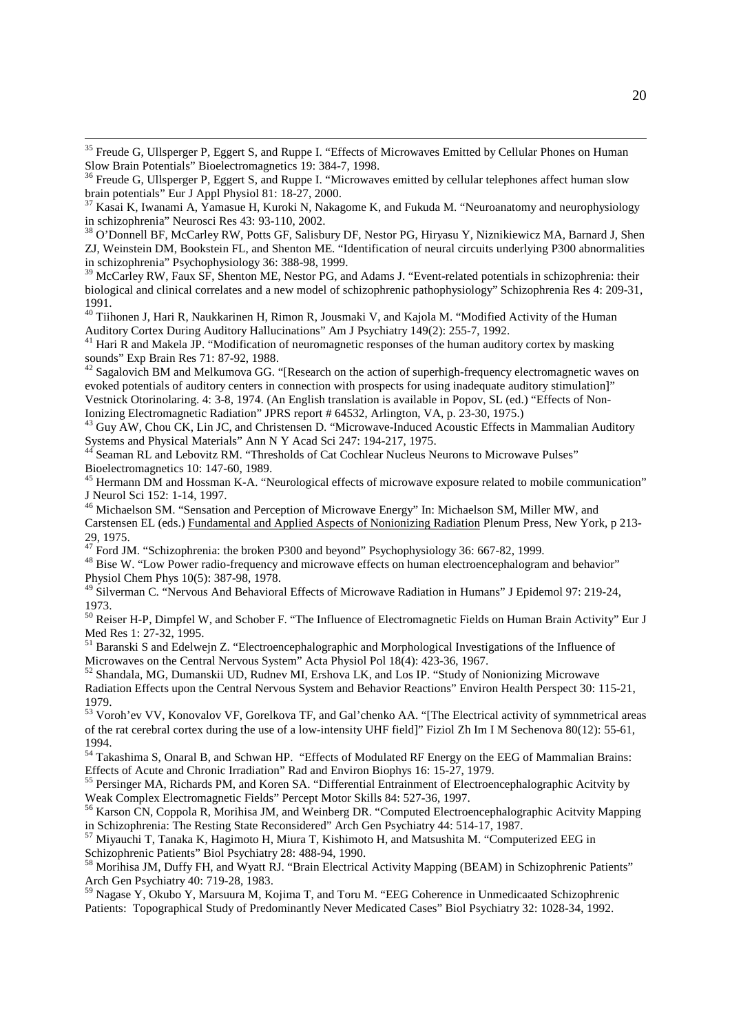[35] Freude G, Ullsperger P, Eggert S, and Ruppe I. "Effects of Microwaves Emitted by Cellular Phones on Human Slow Brain Potentials" Bioelectromagnetics 19: 384-7, 1998.

[36] Freude G, Ullsperger P, Eggert S, and Ruppe I. "Microwaves emitted by cellular telephones affect human slow brain potentials" Eur J Appl Physiol 81: 18-27, 2000.

[37] Kasai K, Iwanami A, Yamasue H, Kuroki N, Nakagome K, and Fukuda M. "Neuroanatomy and neurophysiology in schizophrenia" Neurosci Res 43: 93-110, 2002.

[38] O'Donnell BF, McCarley RW, Potts GF, Salisbury DF, Nestor PG, Hiryasu Y, Niznikiewicz MA, Barnard J, Shen ZJ, Weinstein DM, Bookstein FL, and Shenton ME. "Identification of neural circuits underlying P300 abnormalities in schizophrenia" Psychophysiology 36: 388-98, 1999.

[39] McCarley RW, Faux SF, Shenton ME, Nestor PG, and Adams J. "Event-related potentials in schizophrenia: their biological and clinical correlates and a new model of schizophrenic pathophysiology" Schizophrenia Res 4: 209-31, 1991.

[40] Tiihonen J, Hari R, Naukkarinen H, Rimon R, Jousmaki V, and Kajola M. "Modified Activity of the Human Auditory Cortex During Auditory Hallucinations" Am J Psychiatry 149(2): 255-7, 1992.

[41] Hari R and Makela JP. "Modification of neuromagnetic responses of the human auditory cortex by masking sounds" Exp Brain Res 71: 87-92, 1988.

[42] Sagalovich BM and Melkumova GG. "[Research on the action of superhigh-frequency electromagnetic waves on evoked potentials of auditory centers in connection with prospects for using inadequate auditory stimulation]" Vestnick Otorinolaring. 4: 3-8, 1974. (An English translation is available in Popov, SL (ed.) "Effects of Non-Ionizing Electromagnetic Radiation" JPRS report # 64532, Arlington, VA, p. 23-30, 1975.)

[43] Guy AW, Chou CK, Lin JC, and Christensen D. "Microwave-Induced Acoustic Effects in Mammalian Auditory Systems and Physical Materials" Ann N Y Acad Sci 247: 194-217, 1975.

[44] Seaman RL and Lebovitz RM. "Thresholds of Cat Cochlear Nucleus Neurons to Microwave Pulses" Bioelectromagnetics 10: 147-60, 1989.

[45] Hermann DM and Hossman K-A. "Neurological effects of microwave exposure related to mobile communication" J Neurol Sci 152: 1-14, 1997.

[46] Michaelson SM. "Sensation and Perception of Microwave Energy" In: Michaelson SM, Miller MW, and Carstensen EL (eds.) Fundamental and Applied Aspects of Nonionizing Radiation Plenum Press, New York, p 213-29, 1975.

[47] Ford JM. "Schizophrenia: the broken P300 and beyond" Psychophysiology 36: 667-82, 1999.

[48] Bise W. "Low Power radio-frequency and microwave effects on human electroencephalogram and behavior" Physiol Chem Phys 10(5): 387-98, 1978.

[49] Silverman C. "Nervous And Behavioral Effects of Microwave Radiation in Humans" J Epidemol 97: 219-24, 1973.

[50] Reiser H-P, Dimpfel W, and Schober F. "The Influence of Electromagnetic Fields on Human Brain Activity" Eur J Med Res 1: 27-32, 1995.

[51] Baranski S and Edelwejn Z. "Electroencephalographic and Morphological Investigations of the Influence of Microwaves on the Central Nervous System" Acta Physiol Pol 18(4): 423-36, 1967.

[52] Shandala, MG, Dumanskii UD, Rudnev MI, Ershova LK, and Los IP. "Study of Nonionizing Microwave Radiation Effects upon the Central Nervous System and Behavior Reactions" Environ Health Perspect 30: 115-21, 1979.

[53] Voroh'ev VV, Konovalov VF, Gorelkova TF, and Gal'chenko AA. "[The Electrical activity of symnmetrical areas of the rat cerebral cortex during the use of a low-intensity UHF field]" Fiziol Zh Im I M Sechenova 80(12): 55-61, 1994.

[54] Takashima S, Onaral B, and Schwan HP. "Effects of Modulated RF Energy on the EEG of Mammalian Brains: Effects of Acute and Chronic Irradiation" Rad and Environ Biophys 16: 15-27, 1979.

[55] Persinger MA, Richards PM, and Koren SA. "Differential Entrainment of Electroencephalographic Acitvity by Weak Complex Electromagnetic Fields" Percept Motor Skills 84: 527-36, 1997.

[56] Karson CN, Coppola R, Morihisa JM, and Weinberg DR. "Computed Electroencephalographic Acitvity Mapping in Schizophrenia: The Resting State Reconsidered" Arch Gen Psychiatry 44: 514-17, 1987.

[57] Miyauchi T, Tanaka K, Hagimoto H, Miura T, Kishimoto H, and Matsushita M. "Computerized EEG in Schizophrenic Patients" Biol Psychiatry 28: 488-94, 1990.

[58] Morihisa JM, Duffy FH, and Wyatt RJ. "Brain Electrical Activity Mapping (BEAM) in Schizophrenic Patients" Arch Gen Psychiatry 40: 719-28, 1983.

[59] Nagase Y, Okubo Y, Marsuura M, Kojima T, and Toru M. "EEG Coherence in Unmedicaated Schizophrenic Patients: Topographical Study of Predominantly Never Medicated Cases" Biol Psychiatry 32: 1028-34, 1992.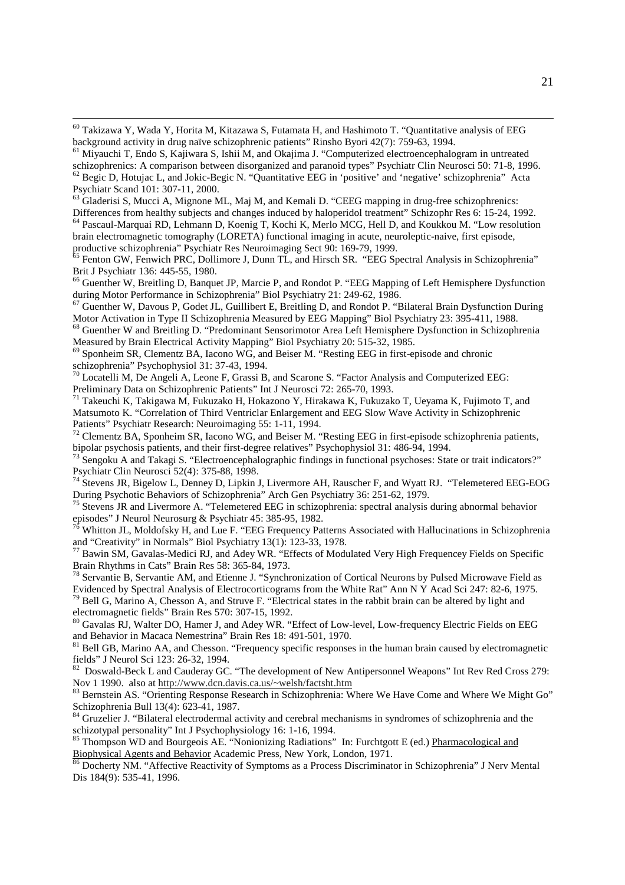[60] Takizawa Y, Wada Y, Horita M, Kitazawa S, Futamata H, and Hashimoto T. "Quantitative analysis of EEG background activity in drug naïve schizophrenic patients" Rinsho Byori 42(7): 759-63, 1994.

[61] Miyauchi T, Endo S, Kajiwara S, Ishii M, and Okajima J. "Computerized electroencephalogram in untreated schizophrenics: A comparison between disorganized and paranoid types" Psychiatr Clin Neurosci 50: 71-8, 1996.

[62] Begic D, Hotujac L, and Jokic-Begic N. "Quantitative EEG in 'positive' and 'negative' schizophrenia" Acta Psychiatr Scand 101: 307-11, 2000.

[63] Gladerisi S, Mucci A, Mignone ML, Maj M, and Kemali D. "CEEG mapping in drug-free schizophrenics: Differences from healthy subjects and changes induced by haloperidol treatment" Schizophr Res 6: 15-24, 1992.

[64] Pascaul-Marquai RD, Lehmann D, Koenig T, Kochi K, Merlo MCG, Hell D, and Koukkou M. "Low resolution brain electromagnetic tomography (LORETA) functional imaging in acute, neuroleptic-naive, first episode, productive schizophrenia" Psychiatr Res Neuroimaging Sect 90: 169-79, 1999.

[65] Fenton GW, Fenwich PRC, Dollimore J, Dunn TL, and Hirsch SR. "EEG Spectral Analysis in Schizophrenia" Brit J Psychiatr 136: 445-55, 1980.

[66] Guenther W, Breitling D, Banquet JP, Marcie P, and Rondot P. "EEG Mapping of Left Hemisphere Dysfunction during Motor Performance in Schizophrenia" Biol Psychiatry 21: 249-62, 1986.

[67] Guenther W, Davous P, Godet JL, Guillibert E, Breitling D, and Rondot P. "Bilateral Brain Dysfunction During Motor Activation in Type II Schizophrenia Measured by EEG Mapping" Biol Psychiatry 23: 395-411, 1988.

[68] Guenther W and Breitling D. "Predominant Sensorimotor Area Left Hemisphere Dysfunction in Schizophrenia Measured by Brain Electrical Activity Mapping" Biol Psychiatry 20: 515-32, 1985.

[69] Sponheim SR, Clementz BA, Iacono WG, and Beiser M. "Resting EEG in first-episode and chronic schizophrenia" Psychophysiol 31: 37-43, 1994.

[70] Locatelli M, De Angeli A, Leone F, Grassi B, and Scarone S. "Factor Analysis and Computerized EEG: Preliminary Data on Schizophrenic Patients" Int J Neurosci 72: 265-70, 1993.

[71] Takeuchi K, Takigawa M, Fukuzako H, Hokazono Y, Hirakawa K, Fukuzako T, Ueyama K, Fujimoto T, and Matsumoto K. "Correlation of Third Ventriclar Enlargement and EEG Slow Wave Activity in Schizophrenic Patients" Psychiatr Research: Neuroimaging 55: 1-11, 1994.

[72] Clementz BA, Sponheim SR, Iacono WG, and Beiser M. "Resting EEG in first-episode schizophrenia patients, bipolar psychosis patients, and their first-degree relatives" Psychophysiol 31: 486-94, 1994.

[73] Sengoku A and Takagi S. "Electroencephalographic findings in functional psychoses: State or trait indicators?" Psychiatr Clin Neurosci 52(4): 375-88, 1998.

[74] Stevens JR, Bigelow L, Denney D, Lipkin J, Livermore AH, Rauscher F, and Wyatt RJ. "Telemetered EEG-EOG During Psychotic Behaviors of Schizophrenia" Arch Gen Psychiatry 36: 251-62, 1979.

[75] Stevens JR and Livermore A. "Telemetered EEG in schizophrenia: spectral analysis during abnormal behavior episodes" J Neurol Neurosurg & Psychiatr 45: 385-95, 1982.

[76] Whitton JL, Moldofsky H, and Lue F. "EEG Frequency Patterns Associated with Hallucinations in Schizophrenia and "Creativity" in Normals" Biol Psychiatry 13(1): 123-33, 1978.

[77] Bawin SM, Gavalas-Medici RJ, and Adey WR. "Effects of Modulated Very High Frequencey Fields on Specific Brain Rhythms in Cats" Brain Res 58: 365-84, 1973.

[78] Servantie B, Servantie AM, and Etienne J. "Synchronization of Cortical Neurons by Pulsed Microwave Field as Evidenced by Spectral Analysis of Electrocorticograms from the White Rat" Ann N Y Acad Sci 247: 82-6, 1975.

[79] Bell G, Marino A, Chesson A, and Struve F. "Electrical states in the rabbit brain can be altered by light and electromagnetic fields" Brain Res 570: 307-15, 1992.

[80] Gavalas RJ, Walter DO, Hamer J, and Adey WR. "Effect of Low-level, Low-frequency Electric Fields on EEG and Behavior in Macaca Nemestrina" Brain Res 18: 491-501, 1970.

[81] Bell GB, Marino AA, and Chesson. "Frequency specific responses in the human brain caused by electromagnetic fields" J Neurol Sci 123: 26-32, 1994.

[82] Doswald-Beck L and Cauderay GC. "The development of New Antipersonnel Weapons" Int Rev Red Cross 279: Nov 1 1990. also at http://www.dcn.davis.ca.us/~welsh/factsht.htm

[83] Bernstein AS. "Orienting Response Research in Schizophrenia: Where We Have Come and Where We Might Go" Schizophrenia Bull 13(4): 623-41, 1987.

[84] Gruzelier J. "Bilateral electrodermal activity and cerebral mechanisms in syndromes of schizophrenia and the schizotypal personality" Int J Psychophysiology 16: 1-16, 1994.

[85] Thompson WD and Bourgeois AE. "Nonionizing Radiations" In: Furchtgott E (ed.) Pharmacological and Biophysical Agents and Behavior Academic Press, New York, London, 1971.

[86] Docherty NM. "Affective Reactivity of Symptoms as a Process Discriminator in Schizophrenia" J Nerv Mental Dis 184(9): 535-41, 1996.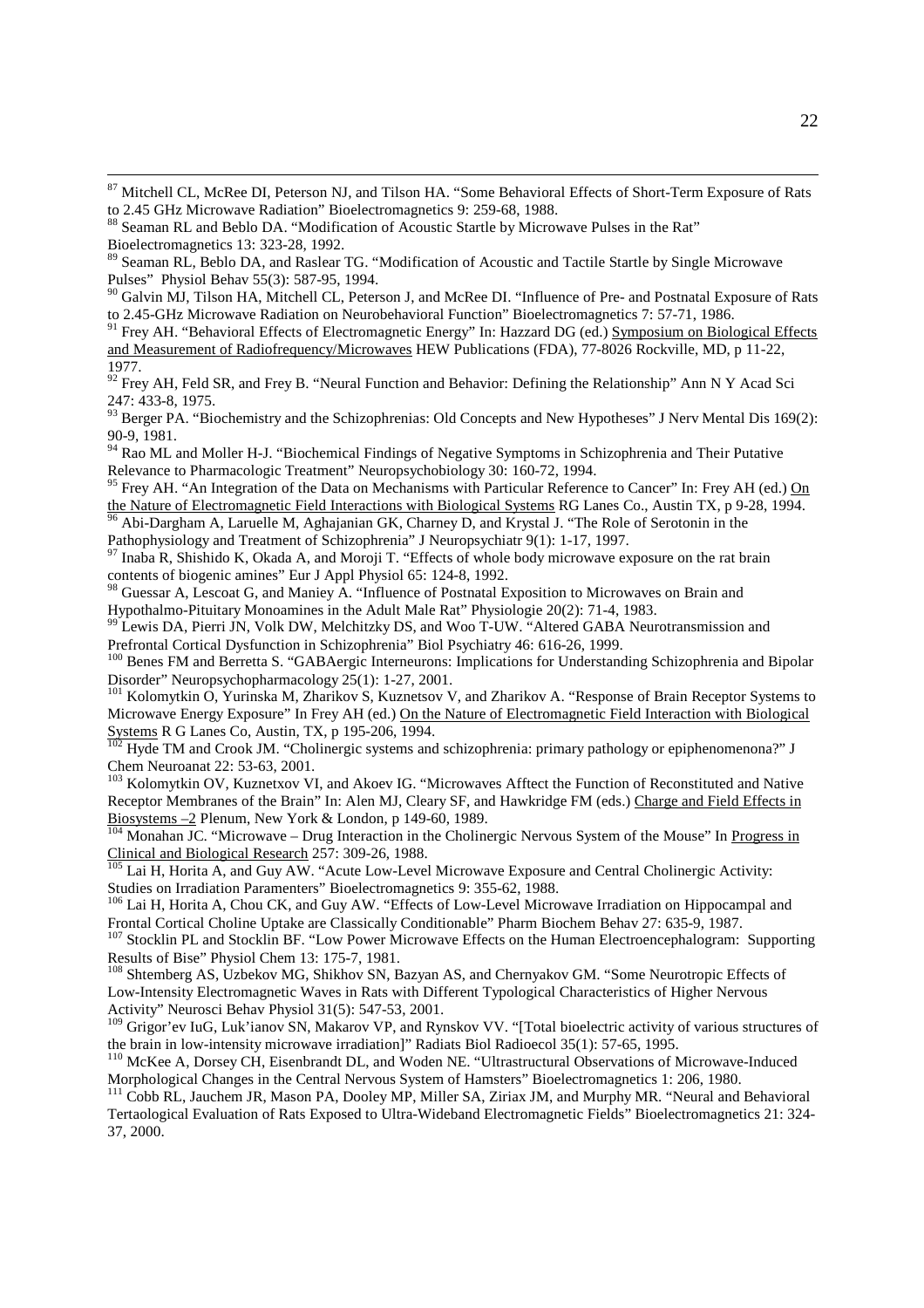[87] Mitchell CL, McRee DI, Peterson NJ, and Tilson HA. "Some Behavioral Effects of Short-Term Exposure of Rats to 2.45 GHz Microwave Radiation" Bioelectromagnetics 9: 259-68, 1988.

[88] Seaman RL and Beblo DA. "Modification of Acoustic Startle by Microwave Pulses in the Rat" Bioelectromagnetics 13: 323-28, 1992.

[89] Seaman RL, Beblo DA, and Raslear TG. "Modification of Acoustic and Tactile Startle by Single Microwave Pulses" Physiol Behav 55(3): 587-95, 1994.

[90] Galvin MJ, Tilson HA, Mitchell CL, Peterson J, and McRee DI. "Influence of Pre- and Postnatal Exposure of Rats to 2.45-GHz Microwave Radiation on Neurobehavioral Function" Bioelectromagnetics 7: 57-71, 1986.

[91] Frey AH. "Behavioral Effects of Electromagnetic Energy" In: Hazzard DG (ed.) Symposium on Biological Effects and Measurement of Radiofrequency/Microwaves HEW Publications (FDA), 77-8026 Rockville, MD, p 11-22, 1977.

[92] Frey AH, Feld SR, and Frey B. "Neural Function and Behavior: Defining the Relationship" Ann N Y Acad Sci 247: 433-8, 1975.

[93] Berger PA. "Biochemistry and the Schizophrenias: Old Concepts and New Hypotheses" J Nerv Mental Dis 169(2): 90-9, 1981.

[94] Rao ML and Moller H-J. "Biochemical Findings of Negative Symptoms in Schizophrenia and Their Putative Relevance to Pharmacologic Treatment" Neuropsychobiology 30: 160-72, 1994.

[95] Frey AH. "An Integration of the Data on Mechanisms with Particular Reference to Cancer" In: Frey AH (ed.) On the Nature of Electromagnetic Field Interactions with Biological Systems RG Lanes Co., Austin TX, p 9-28, 1994.

[96] Abi-Dargham A, Laruelle M, Aghajanian GK, Charney D, and Krystal J. "The Role of Serotonin in the Pathophysiology and Treatment of Schizophrenia" J Neuropsychiatr 9(1): 1-17, 1997.

[97] Inaba R, Shishido K, Okada A, and Moroji T. "Effects of whole body microwave exposure on the rat brain contents of biogenic amines" Eur J Appl Physiol 65: 124-8, 1992.

[98] Guessar A, Lescoat G, and Maniey A. "Influence of Postnatal Exposition to Microwaves on Brain and Hypothalmo-Pituitary Monoamines in the Adult Male Rat" Physiologie 20(2): 71-4, 1983.

[99] Lewis DA, Pierri JN, Volk DW, Melchitzky DS, and Woo T-UW. "Altered GABA Neurotransmission and Prefrontal Cortical Dysfunction in Schizophrenia" Biol Psychiatry 46: 616-26, 1999.

[100] Benes FM and Berretta S. "GABAergic Interneurons: Implications for Understanding Schizophrenia and Bipolar Disorder" Neuropsychopharmacology 25(1): 1-27, 2001.

[101] Kolomytkin O, Yurinska M, Zharikov S, Kuznetsov V, and Zharikov A. "Response of Brain Receptor Systems to Microwave Energy Exposure" In Frey AH (ed.) On the Nature of Electromagnetic Field Interaction with Biological Systems R G Lanes Co, Austin, TX, p 195-206, 1994.

[102] Hyde TM and Crook JM. "Cholinergic systems and schizophrenia: primary pathology or epiphenomenona?" J Chem Neuroanat 22: 53-63, 2001.

[103] Kolomytkin OV, Kuznetxov VI, and Akoev IG. "Microwaves Afftect the Function of Reconstituted and Native Receptor Membranes of the Brain" In: Alen MJ, Cleary SF, and Hawkridge FM (eds.) Charge and Field Effects in Biosystems –2 Plenum, New York & London, p 149-60, 1989.

[104] Monahan JC. "Microwave – Drug Interaction in the Cholinergic Nervous System of the Mouse" In Progress in Clinical and Biological Research 257: 309-26, 1988.

[105] Lai H, Horita A, and Guy AW. "Acute Low-Level Microwave Exposure and Central Cholinergic Activity: Studies on Irradiation Paramenters" Bioelectromagnetics 9: 355-62, 1988.

[106] Lai H, Horita A, Chou CK, and Guy AW. "Effects of Low-Level Microwave Irradiation on Hippocampal and Frontal Cortical Choline Uptake are Classically Conditionable" Pharm Biochem Behav 27: 635-9, 1987.

[107] Stocklin PL and Stocklin BF. "Low Power Microwave Effects on the Human Electroencephalogram: Supporting Results of Bise" Physiol Chem 13: 175-7, 1981.

[108] Shtemberg AS, Uzbekov MG, Shikhov SN, Bazyan AS, and Chernyakov GM. "Some Neurotropic Effects of Low-Intensity Electromagnetic Waves in Rats with Different Typological Characteristics of Higher Nervous Activity" Neurosci Behav Physiol 31(5): 547-53, 2001.

[109] Grigor'ev IuG, Luk'ianov SN, Makarov VP, and Rynskov VV. "[Total bioelectric activity of various structures of the brain in low-intensity microwave irradiation]" Radiats Biol Radioecol 35(1): 57-65, 1995.

[110] McKee A, Dorsey CH, Eisenbrandt DL, and Woden NE. "Ultrastructural Observations of Microwave-Induced Morphological Changes in the Central Nervous System of Hamsters" Bioelectromagnetics 1: 206, 1980.

[111] Cobb RL, Jauchem JR, Mason PA, Dooley MP, Miller SA, Ziriax JM, and Murphy MR. "Neural and Behavioral Tertaological Evaluation of Rats Exposed to Ultra-Wideband Electromagnetic Fields" Bioelectromagnetics 21: 324-37, 2000.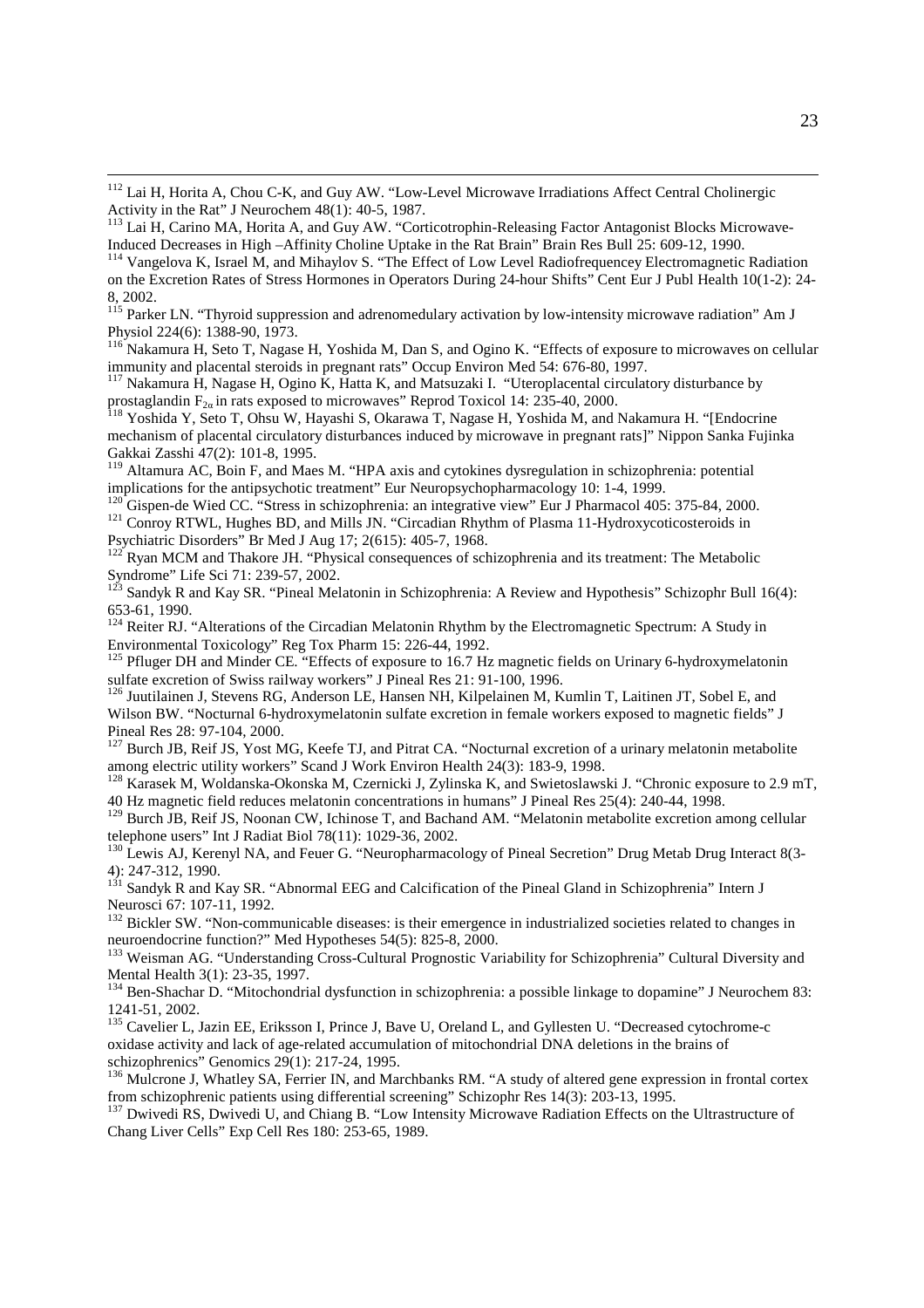[112] Lai H, Horita A, Chou C-K, and Guy AW. "Low-Level Microwave Irradiations Affect Central Cholinergic Activity in the Rat" J Neurochem 48(1): 40-5, 1987.

[113] Lai H, Carino MA, Horita A, and Guy AW. "Corticotrophin-Releasing Factor Antagonist Blocks Microwave-Induced Decreases in High –Affinity Choline Uptake in the Rat Brain" Brain Res Bull 25: 609-12, 1990.

[114] Vangelova K, Israel M, and Mihaylov S. "The Effect of Low Level Radiofrequencey Electromagnetic Radiation on the Excretion Rates of Stress Hormones in Operators During 24-hour Shifts" Cent Eur J Publ Health 10(1-2): 24-8, 2002.

[115] Parker LN. "Thyroid suppression and adrenomedulary activation by low-intensity microwave radiation" Am J Physiol 224(6): 1388-90, 1973.

[116] Nakamura H, Seto T, Nagase H, Yoshida M, Dan S, and Ogino K. "Effects of exposure to microwaves on cellular immunity and placental steroids in pregnant rats" Occup Environ Med 54: 676-80, 1997.

[117] Nakamura H, Nagase H, Ogino K, Hatta K, and Matsuzaki I. "Uteroplacental circulatory disturbance by prostaglandin $F_{2\alpha}$ in rats exposed to microwaves" Reprod Toxicol 14: 235-40, 2000.

[118] Yoshida Y, Seto T, Ohsu W, Hayashi S, Okarawa T, Nagase H, Yoshida M, and Nakamura H. "[Endocrine mechanism of placental circulatory disturbances induced by microwave in pregnant rats]" Nippon Sanka Fujinka Gakkai Zasshi 47(2): 101-8, 1995.

[119] Altamura AC, Boin F, and Maes M. "HPA axis and cytokines dysregulation in schizophrenia: potential implications for the antipsychotic treatment" Eur Neuropsychopharmacology 10: 1-4, 1999.

[120] Gispen-de Wied CC. "Stress in schizophrenia: an integrative view" Eur J Pharmacol 405: 375-84, 2000.

[121] Conroy RTWL, Hughes BD, and Mills JN. "Circadian Rhythm of Plasma 11-Hydroxycoticosteroids in Psychiatric Disorders" Br Med J Aug 17; 2(615): 405-7, 1968.

[122] Ryan MCM and Thakore JH. "Physical consequences of schizophrenia and its treatment: The Metabolic Syndrome" Life Sci 71: 239-57, 2002.

[123] Sandyk R and Kay SR. "Pineal Melatonin in Schizophrenia: A Review and Hypothesis" Schizophr Bull 16(4): 653-61, 1990.

[124] Reiter RJ. "Alterations of the Circadian Melatonin Rhythm by the Electromagnetic Spectrum: A Study in Environmental Toxicology" Reg Tox Pharm 15: 226-44, 1992.

[125] Pfluger DH and Minder CE. "Effects of exposure to 16.7 Hz magnetic fields on Urinary 6-hydroxymelatonin sulfate excretion of Swiss railway workers" J Pineal Res 21: 91-100, 1996.

[126] Juutilainen J, Stevens RG, Anderson LE, Hansen NH, Kilpelainen M, Kumlin T, Laitinen JT, Sobel E, and Wilson BW. "Nocturnal 6-hydroxymelatonin sulfate excretion in female workers exposed to magnetic fields" J Pineal Res 28: 97-104, 2000.

[127] Burch JB, Reif JS, Yost MG, Keefe TJ, and Pitrat CA. "Nocturnal excretion of a urinary melatonin metabolite among electric utility workers" Scand J Work Environ Health 24(3): 183-9, 1998.

[128] Karasek M, Woldanska-Okonska M, Czernicki J, Zylinska K, and Swietoslawski J. "Chronic exposure to 2.9 mT, 40 Hz magnetic field reduces melatonin concentrations in humans" J Pineal Res 25(4): 240-44, 1998.

[129] Burch JB, Reif JS, Noonan CW, Ichinose T, and Bachand AM. "Melatonin metabolite excretion among cellular telephone users" Int J Radiat Biol 78(11): 1029-36, 2002.

[130] Lewis AJ, Kerenyl NA, and Feuer G. "Neuropharmacology of Pineal Secretion" Drug Metab Drug Interact 8(3-4): 247-312, 1990.

[131] Sandyk R and Kay SR. "Abnormal EEG and Calcification of the Pineal Gland in Schizophrenia" Intern J Neurosci 67: 107-11, 1992.

[132] Bickler SW. "Non-communicable diseases: is their emergence in industrialized societies related to changes in neuroendocrine function?" Med Hypotheses 54(5): 825-8, 2000.

[133] Weisman AG. "Understanding Cross-Cultural Prognostic Variability for Schizophrenia" Cultural Diversity and Mental Health 3(1): 23-35, 1997.

[134] Ben-Shachar D. "Mitochondrial dysfunction in schizophrenia: a possible linkage to dopamine" J Neurochem 83: 1241-51, 2002.

[135] Cavelier L, Jazin EE, Eriksson I, Prince J, Bave U, Oreland L, and Gyllesten U. "Decreased cytochrome-c oxidase activity and lack of age-related accumulation of mitochondrial DNA deletions in the brains of schizophrenics" Genomics 29(1): 217-24, 1995.

[136] Mulcrone J, Whatley SA, Ferrier IN, and Marchbanks RM. "A study of altered gene expression in frontal cortex from schizophrenic patients using differential screening" Schizophr Res 14(3): 203-13, 1995.

[137] Dwivedi RS, Dwivedi U, and Chiang B. "Low Intensity Microwave Radiation Effects on the Ultrastructure of Chang Liver Cells" Exp Cell Res 180: 253-65, 1989.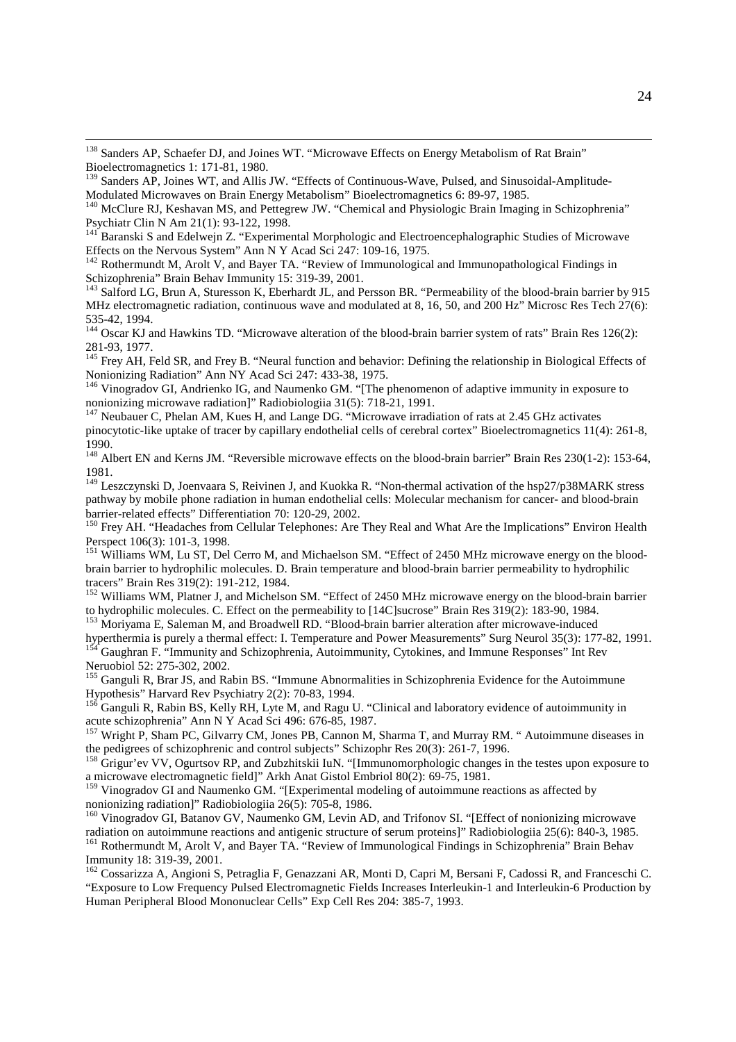[138] Sanders AP, Schaefer DJ, and Joines WT. "Microwave Effects on Energy Metabolism of Rat Brain" Bioelectromagnetics 1: 171-81, 1980.

[139] Sanders AP, Joines WT, and Allis JW. "Effects of Continuous-Wave, Pulsed, and Sinusoidal-Amplitude-Modulated Microwaves on Brain Energy Metabolism" Bioelectromagnetics 6: 89-97, 1985.

[140] McClure RJ, Keshavan MS, and Pettegrew JW. "Chemical and Physiologic Brain Imaging in Schizophrenia" Psychiatr Clin N Am 21(1): 93-122, 1998.

[141] Baranski S and Edelwejn Z. "Experimental Morphologic and Electroencephalographic Studies of Microwave Effects on the Nervous System" Ann N Y Acad Sci 247: 109-16, 1975.

[142] Rothermundt M, Arolt V, and Bayer TA. "Review of Immunological and Immunopathological Findings in Schizophrenia" Brain Behav Immunity 15: 319-39, 2001.

[143] Salford LG, Brun A, Sturesson K, Eberhardt JL, and Persson BR. "Permeability of the blood-brain barrier by 915 MHz electromagnetic radiation, continuous wave and modulated at 8, 16, 50, and 200 Hz" Microsc Res Tech 27(6): 535-42, 1994.

[144] Oscar KJ and Hawkins TD. "Microwave alteration of the blood-brain barrier system of rats" Brain Res 126(2): 281-93, 1977.

[145] Frey AH, Feld SR, and Frey B. "Neural function and behavior: Defining the relationship in Biological Effects of Nonionizing Radiation" Ann NY Acad Sci 247: 433-38, 1975.

[146] Vinogradov GI, Andrienko IG, and Naumenko GM. "[The phenomenon of adaptive immunity in exposure to nonionizing microwave radiation]" Radiobiologiia 31(5): 718-21, 1991.

[147] Neubauer C, Phelan AM, Kues H, and Lange DG. "Microwave irradiation of rats at 2.45 GHz activates pinocytotic-like uptake of tracer by capillary endothelial cells of cerebral cortex" Bioelectromagnetics 11(4): 261-8, 1990.

[148] Albert EN and Kerns JM. "Reversible microwave effects on the blood-brain barrier" Brain Res 230(1-2): 153-64, 1981.

[149] Leszczynski D, Joenvaara S, Reivinen J, and Kuokka R. "Non-thermal activation of the hsp27/p38MARK stress pathway by mobile phone radiation in human endothelial cells: Molecular mechanism for cancer- and blood-brain barrier-related effects" Differentiation 70: 120-29, 2002.

[150] Frey AH. "Headaches from Cellular Telephones: Are They Real and What Are the Implications" Environ Health Perspect 106(3): 101-3, 1998.

[151] Williams WM, Lu ST, Del Cerro M, and Michaelson SM. "Effect of 2450 MHz microwave energy on the blood-brain barrier to hydrophilic molecules. D. Brain temperature and blood-brain barrier permeability to hydrophilic tracers" Brain Res 319(2): 191-212, 1984.

[152] Williams WM, Platner J, and Michelson SM. "Effect of 2450 MHz microwave energy on the blood-brain barrier to hydrophilic molecules. C. Effect on the permeability to [14C]sucrose" Brain Res 319(2): 183-90, 1984.

[153] Moriyama E, Saleman M, and Broadwell RD. "Blood-brain barrier alteration after microwave-induced hyperthermia is purely a thermal effect: I. Temperature and Power Measurements" Surg Neurol 35(3): 177-82, 1991.

[154] Gaughran F. "Immunity and Schizophrenia, Autoimmunity, Cytokines, and Immune Responses" Int Rev Neruobiol 52: 275-302, 2002.

[155] Ganguli R, Brar JS, and Rabin BS. "Immune Abnormalities in Schizophrenia Evidence for the Autoimmune Hypothesis" Harvard Rev Psychiatry 2(2): 70-83, 1994.

[156] Ganguli R, Rabin BS, Kelly RH, Lyte M, and Ragu U. "Clinical and laboratory evidence of autoimmunity in acute schizophrenia" Ann N Y Acad Sci 496: 676-85, 1987.

[157] Wright P, Sham PC, Gilvarry CM, Jones PB, Cannon M, Sharma T, and Murray RM. " Autoimmune diseases in the pedigrees of schizophrenic and control subjects" Schizophr Res 20(3): 261-7, 1996.

[158] Grigur'ev VV, Ogurtsov RP, and Zubzhitskii IuN. "[Immunomorphologic changes in the testes upon exposure to a microwave electromagnetic field]" Arkh Anat Gistol Embriol 80(2): 69-75, 1981.

[159] Vinogradov GI and Naumenko GM. "[Experimental modeling of autoimmune reactions as affected by nonionizing radiation]" Radiobiologiia 26(5): 705-8, 1986.

[160] Vinogradov GI, Batanov GV, Naumenko GM, Levin AD, and Trifonov SI. "[Effect of nonionizing microwave radiation on autoimmune reactions and antigenic structure of serum proteins]" Radiobiologiia 25(6): 840-3, 1985.

[161] Rothermundt M, Arolt V, and Bayer TA. "Review of Immunological Findings in Schizophrenia" Brain Behav Immunity 18: 319-39, 2001.

[162] Cossarizza A, Angioni S, Petraglia F, Genazzani AR, Monti D, Capri M, Bersani F, Cadossi R, and Franceschi C. "Exposure to Low Frequency Pulsed Electromagnetic Fields Increases Interleukin-1 and Interleukin-6 Production by Human Peripheral Blood Mononuclear Cells" Exp Cell Res 204: 385-7, 1993.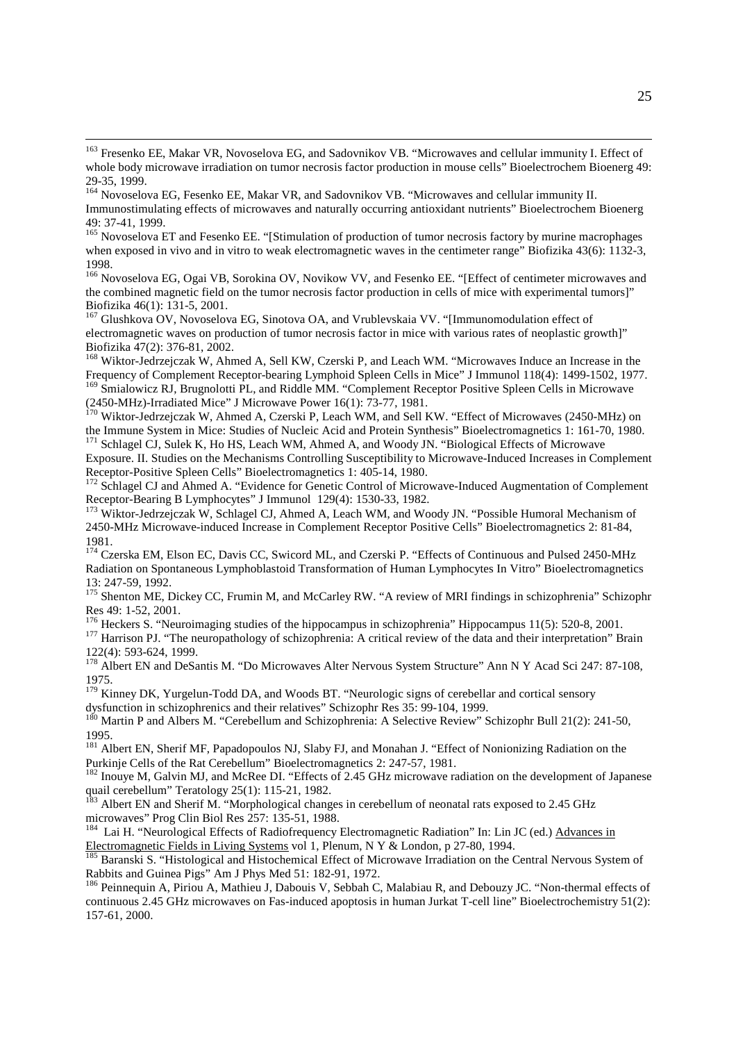[163] Fresenko EE, Makar VR, Novoselova EG, and Sadovnikov VB. "Microwaves and cellular immunity I. Effect of whole body microwave irradiation on tumor necrosis factor production in mouse cells" Bioelectrochem Bioenerg 49: 29-35, 1999.

[164] Novoselova EG, Fesenko EE, Makar VR, and Sadovnikov VB. "Microwaves and cellular immunity II. Immunostimulating effects of microwaves and naturally occurring antioxidant nutrients" Bioelectrochem Bioenerg 49: 37-41, 1999.

[165] Novoselova ET and Fesenko EE. "[Stimulation of production of tumor necrosis factory by murine macrophages when exposed in vivo and in vitro to weak electromagnetic waves in the centimeter range" Biofizika 43(6): 1132-3, 1998.

[166] Novoselova EG, Ogai VB, Sorokina OV, Novikow VV, and Fesenko EE. "[Effect of centimeter microwaves and the combined magnetic field on the tumor necrosis factor production in cells of mice with experimental tumors]" Biofizika 46(1): 131-5, 2001.

[167] Glushkova OV, Novoselova EG, Sinotova OA, and Vrublevskaia VV. "[Immunomodulation effect of electromagnetic waves on production of tumor necrosis factor in mice with various rates of neoplastic growth]" Biofizika 47(2): 376-81, 2002.

[168] Wiktor-Jedrzejczak W, Ahmed A, Sell KW, Czerski P, and Leach WM. "Microwaves Induce an Increase in the Frequency of Complement Receptor-bearing Lymphoid Spleen Cells in Mice" J Immunol 118(4): 1499-1502, 1977.

[169] Smialowicz RJ, Brugnolotti PL, and Riddle MM. "Complement Receptor Positive Spleen Cells in Microwave (2450-MHz)-Irradiated Mice" J Microwave Power 16(1): 73-77, 1981.

[170] Wiktor-Jedrzejczak W, Ahmed A, Czerski P, Leach WM, and Sell KW. "Effect of Microwaves (2450-MHz) on the Immune System in Mice: Studies of Nucleic Acid and Protein Synthesis" Bioelectromagnetics 1: 161-70, 1980.

[171] Schlagel CJ, Sulek K, Ho HS, Leach WM, Ahmed A, and Woody JN. "Biological Effects of Microwave Exposure. II. Studies on the Mechanisms Controlling Susceptibility to Microwave-Induced Increases in Complement Receptor-Positive Spleen Cells" Bioelectromagnetics 1: 405-14, 1980.

[172] Schlagel CJ and Ahmed A. "Evidence for Genetic Control of Microwave-Induced Augmentation of Complement Receptor-Bearing B Lymphocytes" J Immunol 129(4): 1530-33, 1982.

[173] Wiktor-Jedrzejczak W, Schlagel CJ, Ahmed A, Leach WM, and Woody JN. "Possible Humoral Mechanism of 2450-MHz Microwave-induced Increase in Complement Receptor Positive Cells" Bioelectromagnetics 2: 81-84, 1981.

[174] Czerska EM, Elson EC, Davis CC, Swicord ML, and Czerski P. "Effects of Continuous and Pulsed 2450-MHz Radiation on Spontaneous Lymphoblastoid Transformation of Human Lymphocytes In Vitro" Bioelectromagnetics 13: 247-59, 1992.

[175] Shenton ME, Dickey CC, Frumin M, and McCarley RW. "A review of MRI findings in schizophrenia" Schizophr Res 49: 1-52, 2001.

[176] Heckers S. "Neuroimaging studies of the hippocampus in schizophrenia" Hippocampus 11(5): 520-8, 2001.

[177] Harrison PJ. "The neuropathology of schizophrenia: A critical review of the data and their interpretation" Brain 122(4): 593-624, 1999.

[178] Albert EN and DeSantis M. "Do Microwaves Alter Nervous System Structure" Ann N Y Acad Sci 247: 87-108, 1975.

[179] Kinney DK, Yurgelun-Todd DA, and Woods BT. "Neurologic signs of cerebellar and cortical sensory dysfunction in schizophrenics and their relatives" Schizophr Res 35: 99-104, 1999.

[180] Martin P and Albers M. "Cerebellum and Schizophrenia: A Selective Review" Schizophr Bull 21(2): 241-50, 1995.

[181] Albert EN, Sherif MF, Papadopoulos NJ, Slaby FJ, and Monahan J. "Effect of Nonionizing Radiation on the Purkinje Cells of the Rat Cerebellum" Bioelectromagnetics 2: 247-57, 1981.

[182] Inouye M, Galvin MJ, and McRee DI. "Effects of 2.45 GHz microwave radiation on the development of Japanese quail cerebellum" Teratology 25(1): 115-21, 1982.

[183] Albert EN and Sherif M. "Morphological changes in cerebellum of neonatal rats exposed to 2.45 GHz microwaves" Prog Clin Biol Res 257: 135-51, 1988.

[184] Lai H. "Neurological Effects of Radiofrequency Electromagnetic Radiation" In: Lin JC (ed.) Advances in Electromagnetic Fields in Living Systems vol 1, Plenum, N Y & London, p 27-80, 1994.

[185] Baranski S. "Histological and Histochemical Effect of Microwave Irradiation on the Central Nervous System of Rabbits and Guinea Pigs" Am J Phys Med 51: 182-91, 1972.

[186] Peinnequin A, Piriou A, Mathieu J, Dabouis V, Sebbah C, Malabiau R, and Debouzy JC. "Non-thermal effects of continuous 2.45 GHz microwaves on Fas-induced apoptosis in human Jurkat T-cell line" Bioelectrochemistry 51(2): 157-61, 2000.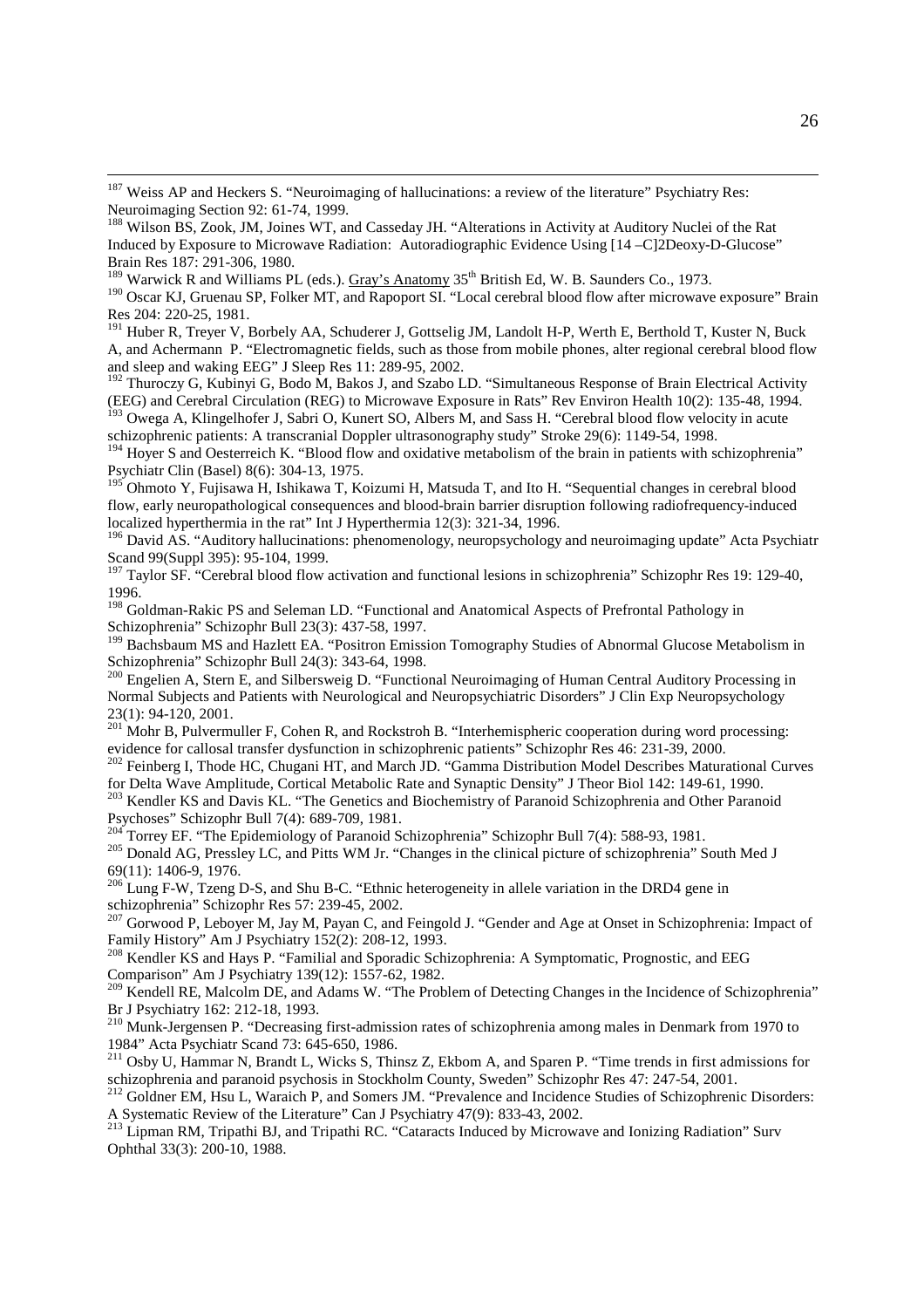[187] Weiss AP and Heckers S. "Neuroimaging of hallucinations: a review of the literature" Psychiatry Res: Neuroimaging Section 92: 61-74, 1999.

[188] Wilson BS, Zook, JM, Joines WT, and Casseday JH. "Alterations in Activity at Auditory Nuclei of the Rat Induced by Exposure to Microwave Radiation: Autoradiographic Evidence Using [14 –C]2Deoxy-D-Glucose" Brain Res 187: 291-306, 1980.

[189] Warwick R and Williams PL (eds.). Gray's Anatomy 35[th] British Ed, W. B. Saunders Co., 1973.

[190] Oscar KJ, Gruenau SP, Folker MT, and Rapoport SI. "Local cerebral blood flow after microwave exposure" Brain Res 204: 220-25, 1981.

[191] Huber R, Treyer V, Borbely AA, Schuderer J, Gottselig JM, Landolt H-P, Werth E, Berthold T, Kuster N, Buck A, and Achermann P. "Electromagnetic fields, such as those from mobile phones, alter regional cerebral blood flow and sleep and waking EEG" J Sleep Res 11: 289-95, 2002.

[192] Thuroczy G, Kubinyi G, Bodo M, Bakos J, and Szabo LD. "Simultaneous Response of Brain Electrical Activity (EEG) and Cerebral Circulation (REG) to Microwave Exposure in Rats" Rev Environ Health 10(2): 135-48, 1994.

[193] Owega A, Klingelhofer J, Sabri O, Kunert SO, Albers M, and Sass H. "Cerebral blood flow velocity in acute schizophrenic patients: A transcranial Doppler ultrasonography study" Stroke 29(6): 1149-54, 1998.

[194] Hoyer S and Oesterreich K. "Blood flow and oxidative metabolism of the brain in patients with schizophrenia" Psychiatr Clin (Basel) 8(6): 304-13, 1975.

[195] Ohmoto Y, Fujisawa H, Ishikawa T, Koizumi H, Matsuda T, and Ito H. "Sequential changes in cerebral blood flow, early neuropathological consequences and blood-brain barrier disruption following radiofrequency-induced localized hyperthermia in the rat" Int J Hyperthermia 12(3): 321-34, 1996.

[196] David AS. "Auditory hallucinations: phenomenology, neuropsychology and neuroimaging update" Acta Psychiatr Scand 99(Suppl 395): 95-104, 1999.

[197] Taylor SF. "Cerebral blood flow activation and functional lesions in schizophrenia" Schizophr Res 19: 129-40, 1996.

[198] Goldman-Rakic PS and Seleman LD. "Functional and Anatomical Aspects of Prefrontal Pathology in Schizophrenia" Schizophr Bull 23(3): 437-58, 1997.

[199] Bachsbaum MS and Hazlett EA. "Positron Emission Tomography Studies of Abnormal Glucose Metabolism in Schizophrenia" Schizophr Bull 24(3): 343-64, 1998.

[200] Engelien A, Stern E, and Silbersweig D. "Functional Neuroimaging of Human Central Auditory Processing in Normal Subjects and Patients with Neurological and Neuropsychiatric Disorders" J Clin Exp Neuropsychology 23(1): 94-120, 2001.

[201] Mohr B, Pulvermuller F, Cohen R, and Rockstroh B. "Interhemispheric cooperation during word processing: evidence for callosal transfer dysfunction in schizophrenic patients" Schizophr Res 46: 231-39, 2000.

[202] Feinberg I, Thode HC, Chugani HT, and March JD. "Gamma Distribution Model Describes Maturational Curves for Delta Wave Amplitude, Cortical Metabolic Rate and Synaptic Density" J Theor Biol 142: 149-61, 1990.

[203] Kendler KS and Davis KL. "The Genetics and Biochemistry of Paranoid Schizophrenia and Other Paranoid Psychoses" Schizophr Bull 7(4): 689-709, 1981.

[204] Torrey EF. "The Epidemiology of Paranoid Schizophrenia" Schizophr Bull 7(4): 588-93, 1981.

[205] Donald AG, Pressley LC, and Pitts WM Jr. "Changes in the clinical picture of schizophrenia" South Med J 69(11): 1406-9, 1976.

[206] Lung F-W, Tzeng D-S, and Shu B-C. "Ethnic heterogeneity in allele variation in the DRD4 gene in schizophrenia" Schizophr Res 57: 239-45, 2002.

[207] Gorwood P, Leboyer M, Jay M, Payan C, and Feingold J. "Gender and Age at Onset in Schizophrenia: Impact of Family History" Am J Psychiatry 152(2): 208-12, 1993.

[208] Kendler KS and Hays P. "Familial and Sporadic Schizophrenia: A Symptomatic, Prognostic, and EEG Comparison" Am J Psychiatry 139(12): 1557-62, 1982.

[209] Kendell RE, Malcolm DE, and Adams W. "The Problem of Detecting Changes in the Incidence of Schizophrenia" Br J Psychiatry 162: 212-18, 1993.

[210] Munk-Jergensen P. "Decreasing first-admission rates of schizophrenia among males in Denmark from 1970 to 1984" Acta Psychiatr Scand 73: 645-650, 1986.

[211] Osby U, Hammar N, Brandt L, Wicks S, Thinsz Z, Ekbom A, and Sparen P. "Time trends in first admissions for schizophrenia and paranoid psychosis in Stockholm County, Sweden" Schizophr Res 47: 247-54, 2001.

[212] Goldner EM, Hsu L, Waraich P, and Somers JM. "Prevalence and Incidence Studies of Schizophrenic Disorders: A Systematic Review of the Literature" Can J Psychiatry 47(9): 833-43, 2002.

[213] Lipman RM, Tripathi BJ, and Tripathi RC. "Cataracts Induced by Microwave and Ionizing Radiation" Surv Ophthal 33(3): 200-10, 1988.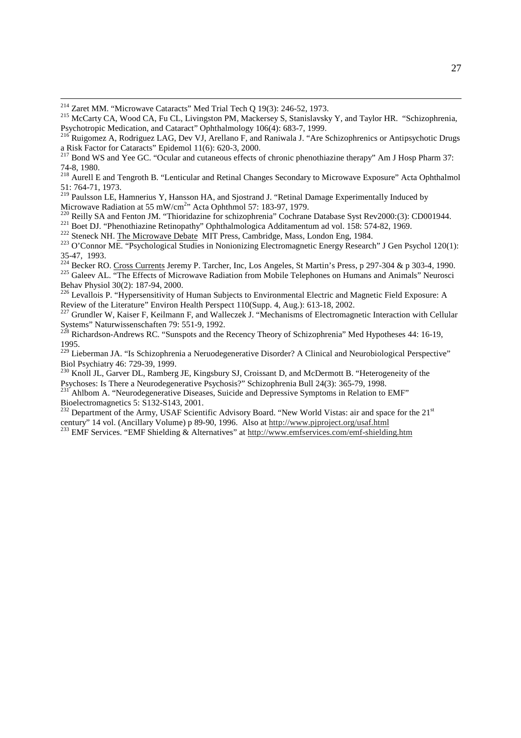[214] Zaret MM. "Microwave Cataracts" Med Trial Tech Q 19(3): 246-52, 1973.

[215] McCarty CA, Wood CA, Fu CL, Livingston PM, Mackersey S, Stanislavsky Y, and Taylor HR. "Schizophrenia, Psychotropic Medication, and Cataract" Ophthalmology 106(4): 683-7, 1999.

[216] Ruigomez A, Rodriguez LAG, Dev VJ, Arellano F, and Raniwala J. "Are Schizophrenics or Antipsychotic Drugs a Risk Factor for Cataracts" Epidemol 11(6): 620-3, 2000.

[217] Bond WS and Yee GC. "Ocular and cutaneous effects of chronic phenothiazine therapy" Am J Hosp Pharm 37: 74-8, 1980.

[218] Aurell E and Tengroth B. "Lenticular and Retinal Changes Secondary to Microwave Exposure" Acta Ophthalmol 51: 764-71, 1973.

[219] Paulsson LE, Hamnerius Y, Hansson HA, and Sjostrand J. "Retinal Damage Experimentally Induced by Microwave Radiation at 55 mW/cm$^2$" Acta Ophthmol 57: 183-97, 1979.

[220] Reilly SA and Fenton JM. "Thioridazine for schizophrenia" Cochrane Database Syst Rev2000:(3): CD001944.

[221] Boet DJ. "Phenothiazine Retinopathy" Ophthalmologica Additamentum ad vol. 158: 574-82, 1969.

[222] Steneck NH. The Microwave Debate MIT Press, Cambridge, Mass, London Eng, 1984.

[223] O'Connor ME. "Psychological Studies in Nonionizing Electromagnetic Energy Research" J Gen Psychol 120(1): 35-47, 1993.

[224] Becker RO. Cross Currents Jeremy P. Tarcher, Inc, Los Angeles, St Martin's Press, p 297-304 & p 303-4, 1990.

[225] Galeev AL. "The Effects of Microwave Radiation from Mobile Telephones on Humans and Animals" Neurosci Behav Physiol 30(2): 187-94, 2000.

[226] Levallois P. "Hypersensitivity of Human Subjects to Environmental Electric and Magnetic Field Exposure: A Review of the Literature" Environ Health Perspect 110(Supp. 4, Aug.): 613-18, 2002.

[227] Grundler W, Kaiser F, Keilmann F, and Walleczek J. "Mechanisms of Electromagnetic Interaction with Cellular Systems" Naturwissenschaften 79: 551-9, 1992.

[228] Richardson-Andrews RC. "Sunspots and the Recency Theory of Schizophrenia" Med Hypotheses 44: 16-19, 1995.

[229] Lieberman JA. "Is Schizophrenia a Neruodegenerative Disorder? A Clinical and Neurobiological Perspective" Biol Psychiatry 46: 729-39, 1999.

[230] Knoll JL, Garver DL, Ramberg JE, Kingsbury SJ, Croissant D, and McDermott B. "Heterogeneity of the Psychoses: Is There a Neurodegenerative Psychosis?" Schizophrenia Bull 24(3): 365-79, 1998.

[231] Ahlbom A. "Neurodegenerative Diseases, Suicide and Depressive Symptoms in Relation to EMF" Bioelectromagnetics 5: S132-S143, 2001.

[232] Department of the Army, USAF Scientific Advisory Board. "New World Vistas: air and space for the 21st century" 14 vol. (Ancillary Volume) p 89-90, 1996. Also at http://www.pjproject.org/usaf.html

[233] EMF Services. "EMF Shielding & Alternatives" at http://www.emfservices.com/emf-shielding.htm